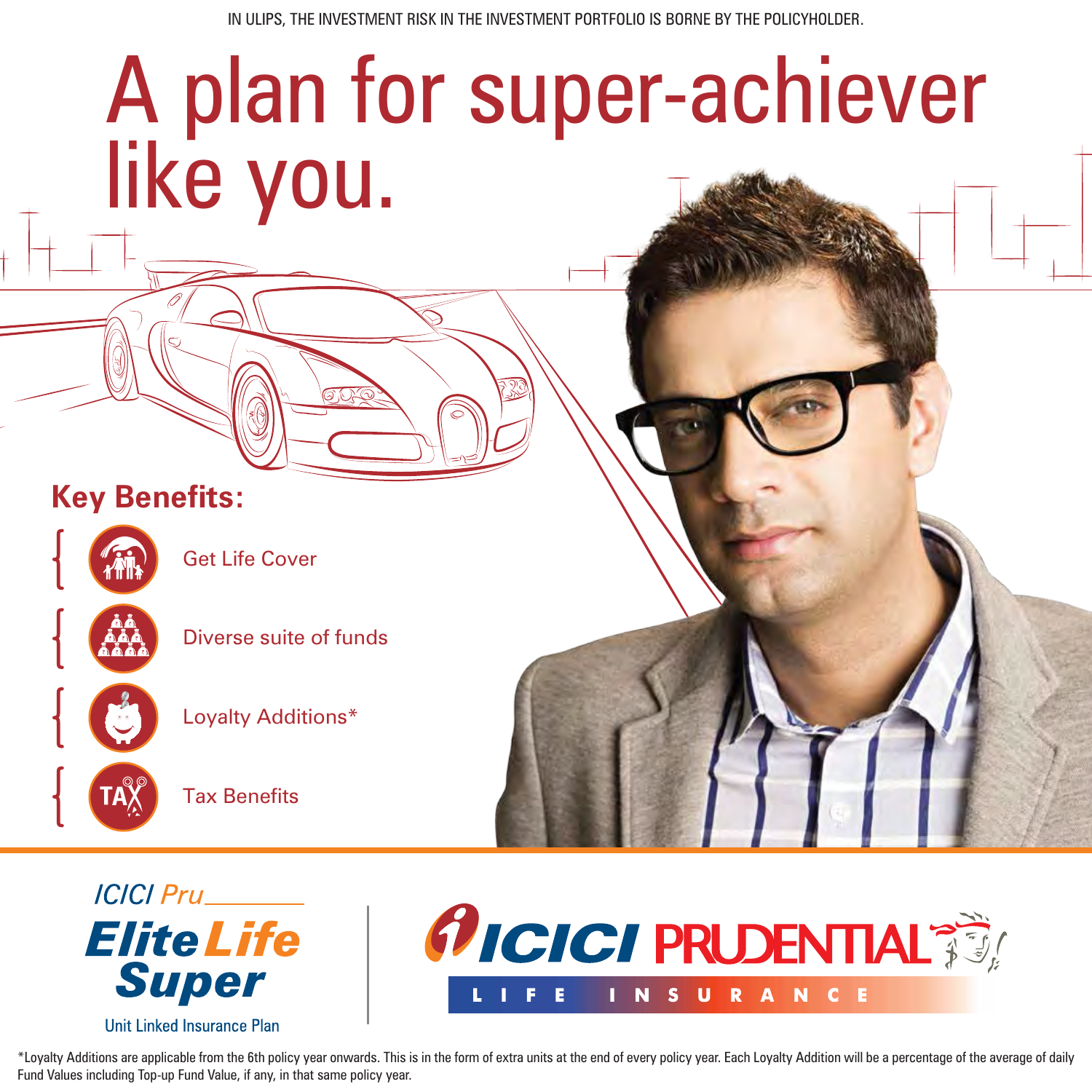IN ULIPS, THE INVESTMENT RISK IN THE INVESTMENT PORTFOLIO IS BORNE BY THE POLICYHOLDER.

# A plan for super-achiever like you.

## Key Benefits:

- Get Life Cover
- Diverse suite of funds
- Loyalty Additions*
- Tax Benefits

ICICI Pru
**Elite Life Super**
Unit Linked Insurance Plan

ICICI PRUDENTIAL
LIFE INSURANCE

*Loyalty Additions are applicable from the 6th policy year onwards. This is in the form of extra units at the end of every policy year. Each Loyalty Addition will be a percentage of the average of daily Fund Values including Top-up Fund Value, if any, in that same policy year.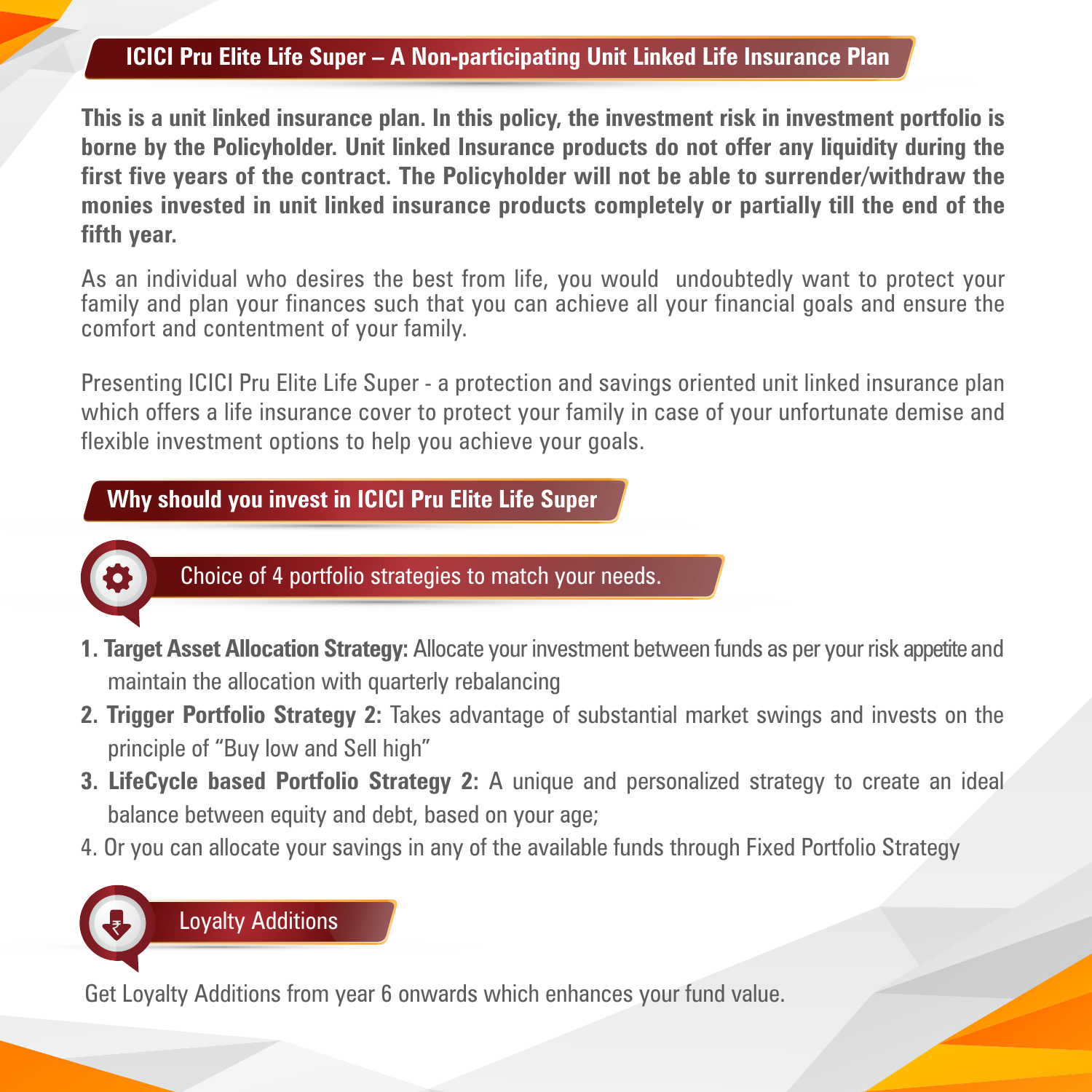## ICICI Pru Elite Life Super – A Non-participating Unit Linked Life Insurance Plan

**This is a unit linked insurance plan. In this policy, the investment risk in investment portfolio is borne by the Policyholder. Unit linked Insurance products do not offer any liquidity during the first five years of the contract. The Policyholder will not be able to surrender/withdraw the monies invested in unit linked insurance products completely or partially till the end of the fifth year.**

As an individual who desires the best from life, you would undoubtedly want to protect your family and plan your finances such that you can achieve all your financial goals and ensure the comfort and contentment of your family.

Presenting ICICI Pru Elite Life Super - a protection and savings oriented unit linked insurance plan which offers a life insurance cover to protect your family in case of your unfortunate demise and flexible investment options to help you achieve your goals.

## Why should you invest in ICICI Pru Elite Life Super

### Choice of 4 portfolio strategies to match your needs.

1. **Target Asset Allocation Strategy:** Allocate your investment between funds as per your risk appetite and maintain the allocation with quarterly rebalancing
2. **Trigger Portfolio Strategy 2:** Takes advantage of substantial market swings and invests on the principle of "Buy low and Sell high"
3. **LifeCycle based Portfolio Strategy 2:** A unique and personalized strategy to create an ideal balance between equity and debt, based on your age;
4. Or you can allocate your savings in any of the available funds through Fixed Portfolio Strategy

### Loyalty Additions

Get Loyalty Additions from year 6 onwards which enhances your fund value.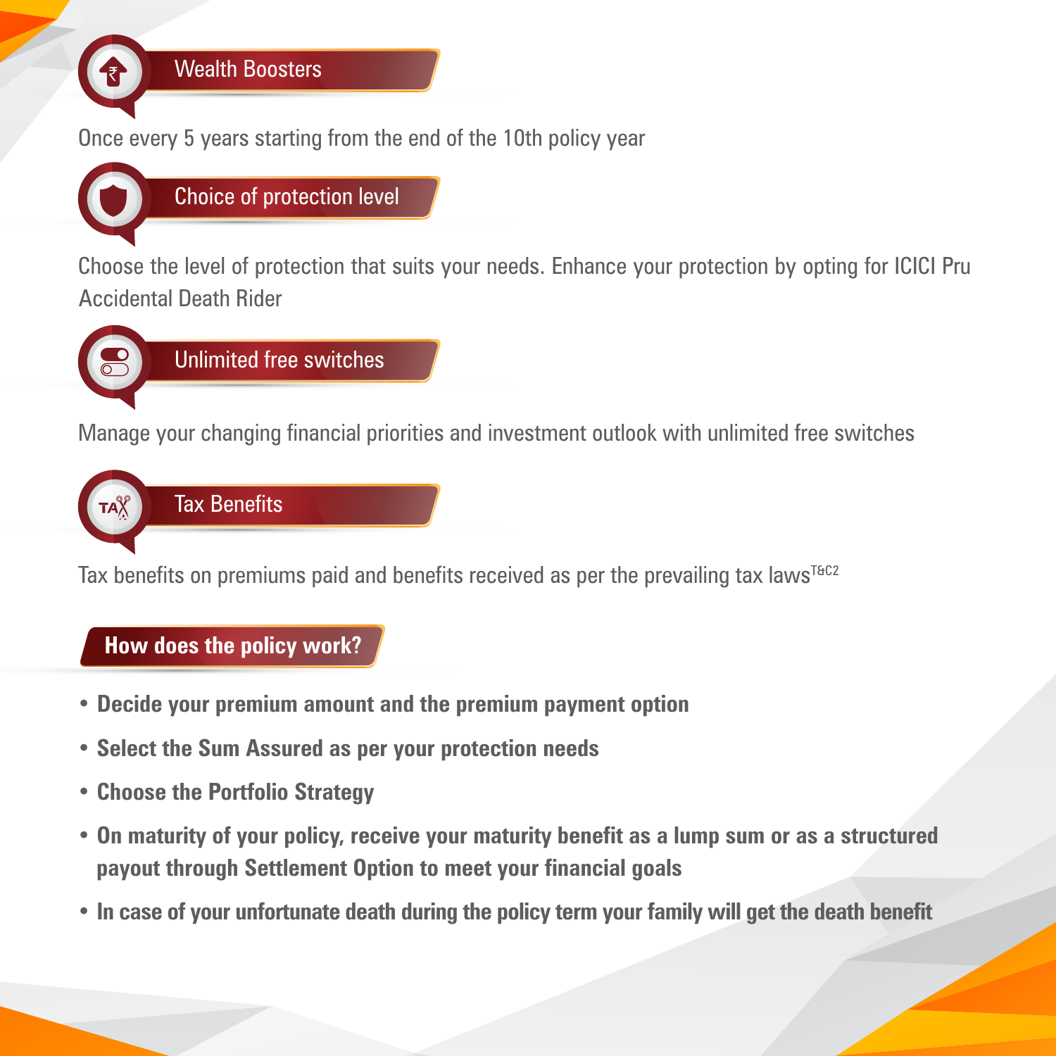### Wealth Boosters

Once every 5 years starting from the end of the 10th policy year

### Choice of protection level

Choose the level of protection that suits your needs. Enhance your protection by opting for ICICI Pru Accidental Death Rider

### Unlimited free switches

Manage your changing financial priorities and investment outlook with unlimited free switches

### Tax Benefits

Tax benefits on premiums paid and benefits received as per the prevailing tax laws[T&C2]

## How does the policy work?

- **Decide your premium amount and the premium payment option**
- **Select the Sum Assured as per your protection needs**
- **Choose the Portfolio Strategy**
- **On maturity of your policy, receive your maturity benefit as a lump sum or as a structured payout through Settlement Option to meet your financial goals**
- **In case of your unfortunate death during the policy term your family will get the death benefit**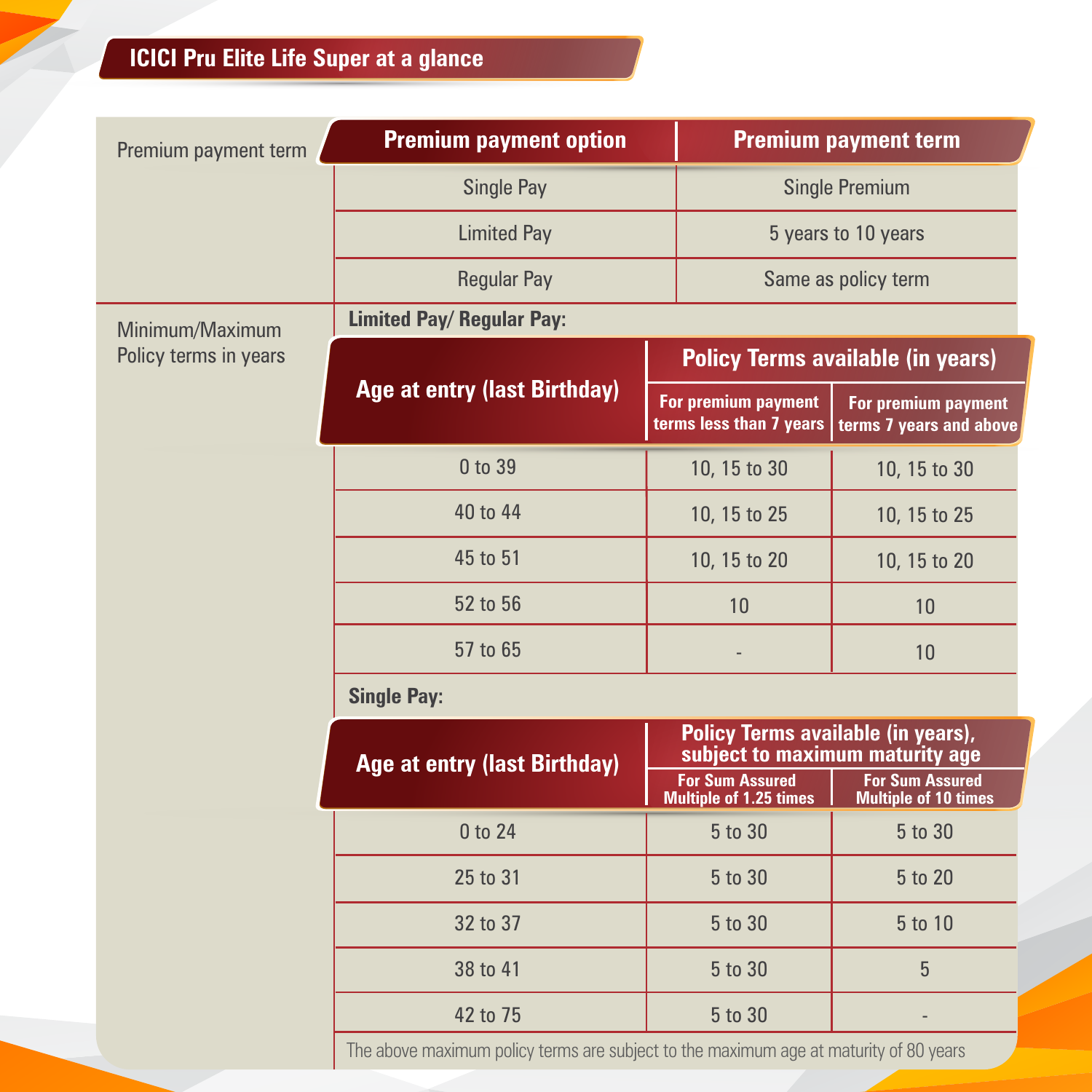## ICICI Pru Elite Life Super at a glance

**Premium payment term**

| Premium payment option | Premium payment term |
|---|---|
| Single Pay | Single Premium |
| Limited Pay | 5 years to 10 years |
| Regular Pay | Same as policy term |

**Minimum/Maximum Policy terms in years**

**Limited Pay/ Regular Pay:**

| Age at entry (last Birthday) | Policy Terms available (in years) | |
|---|---|---|
| | For premium payment terms less than 7 years | For premium payment terms 7 years and above |
| 0 to 39 | 10, 15 to 30 | 10, 15 to 30 |
| 40 to 44 | 10, 15 to 25 | 10, 15 to 25 |
| 45 to 51 | 10, 15 to 20 | 10, 15 to 20 |
| 52 to 56 | 10 | 10 |
| 57 to 65 | - | 10 |

**Single Pay:**

| Age at entry (last Birthday) | Policy Terms available (in years), subject to maximum maturity age | |
|---|---|---|
| | For Sum Assured Multiple of 1.25 times | For Sum Assured Multiple of 10 times |
| 0 to 24 | 5 to 30 | 5 to 30 |
| 25 to 31 | 5 to 30 | 5 to 20 |
| 32 to 37 | 5 to 30 | 5 to 10 |
| 38 to 41 | 5 to 30 | 5 |
| 42 to 75 | 5 to 30 | - |

The above maximum policy terms are subject to the maximum age at maturity of 80 years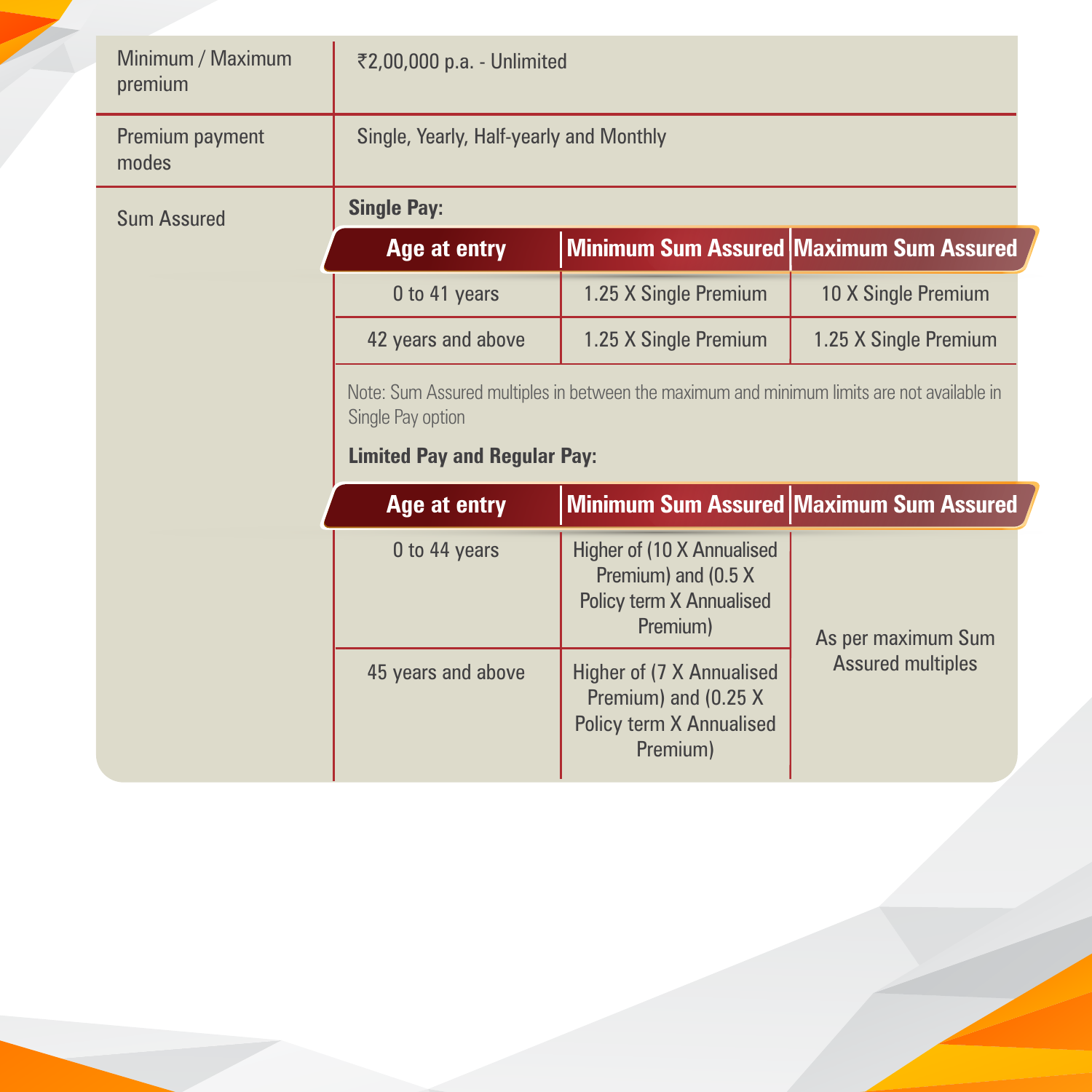| | |
|---|---|
| Minimum / Maximum premium | ₹2,00,000 p.a. - Unlimited |
| Premium payment modes | Single, Yearly, Half-yearly and Monthly |

**Sum Assured**

**Single Pay:**

| Age at entry | Minimum Sum Assured | Maximum Sum Assured |
|---|---|---|
| 0 to 41 years | 1.25 X Single Premium | 10 X Single Premium |
| 42 years and above | 1.25 X Single Premium | 1.25 X Single Premium |

Note: Sum Assured multiples in between the maximum and minimum limits are not available in Single Pay option

**Limited Pay and Regular Pay:**

| Age at entry | Minimum Sum Assured | Maximum Sum Assured |
|---|---|---|
| 0 to 44 years | Higher of (10 X Annualised Premium) and (0.5 X Policy term X Annualised Premium) | As per maximum Sum Assured multiples |
| 45 years and above | Higher of (7 X Annualised Premium) and (0.25 X Policy term X Annualised Premium) | |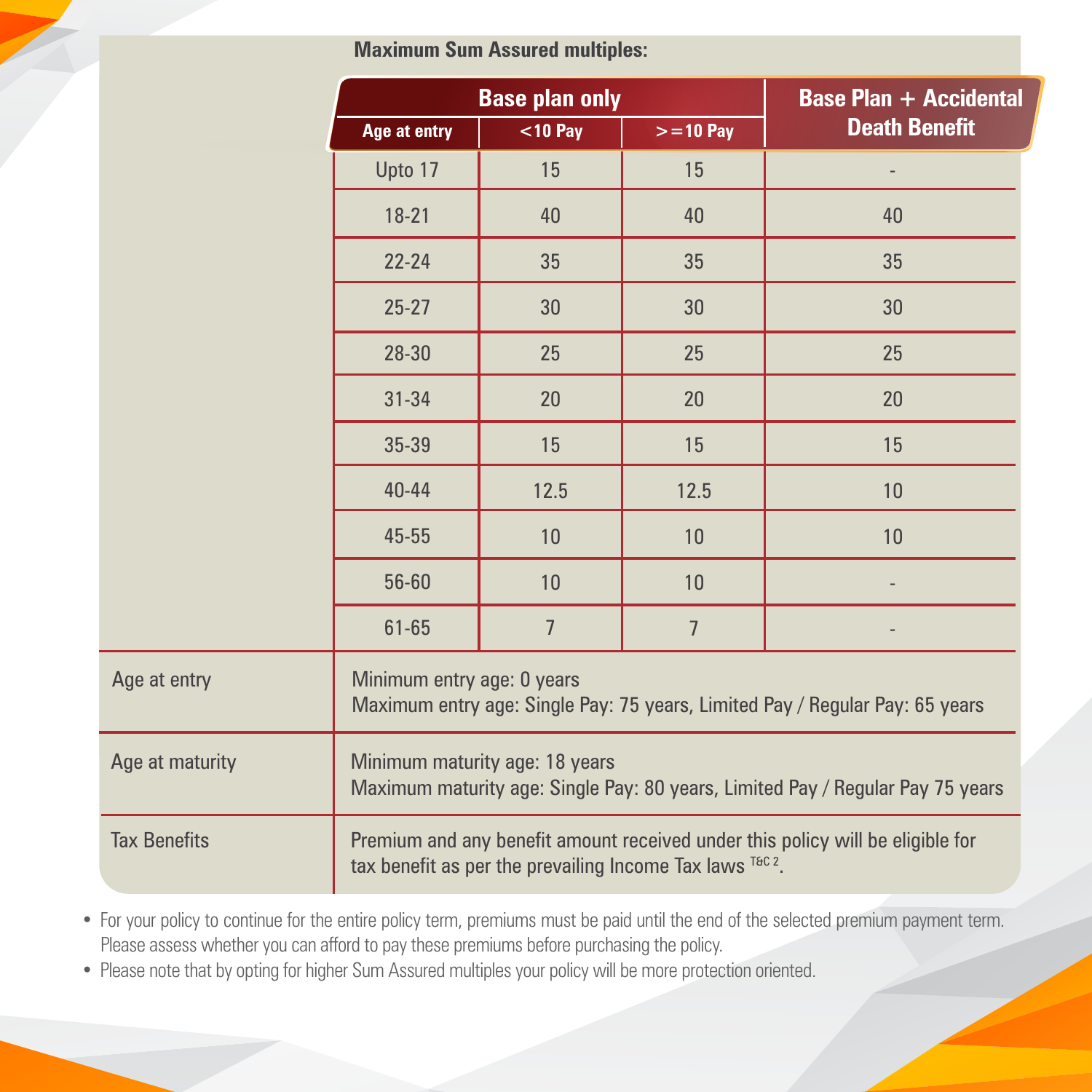**Maximum Sum Assured multiples:**

| Base plan only | | | Base Plan + Accidental Death Benefit |
|---|---|---|---|
| Age at entry | <10 Pay | >=10 Pay | |
| Upto 17 | 15 | 15 | - |
| 18-21 | 40 | 40 | 40 |
| 22-24 | 35 | 35 | 35 |
| 25-27 | 30 | 30 | 30 |
| 28-30 | 25 | 25 | 25 |
| 31-34 | 20 | 20 | 20 |
| 35-39 | 15 | 15 | 15 |
| 40-44 | 12.5 | 12.5 | 10 |
| 45-55 | 10 | 10 | 10 |
| 56-60 | 10 | 10 | - |
| 61-65 | 7 | 7 | - |

| | |
|---|---|
| Age at entry | Minimum entry age: 0 years<br>Maximum entry age: Single Pay: 75 years, Limited Pay / Regular Pay: 65 years |
| Age at maturity | Minimum maturity age: 18 years<br>Maximum maturity age: Single Pay: 80 years, Limited Pay / Regular Pay 75 years |
| Tax Benefits | Premium and any benefit amount received under this policy will be eligible for tax benefit as per the prevailing Income Tax laws [T&C 2]. |

- For your policy to continue for the entire policy term, premiums must be paid until the end of the selected premium payment term. Please assess whether you can afford to pay these premiums before purchasing the policy.
- Please note that by opting for higher Sum Assured multiples your policy will be more protection oriented.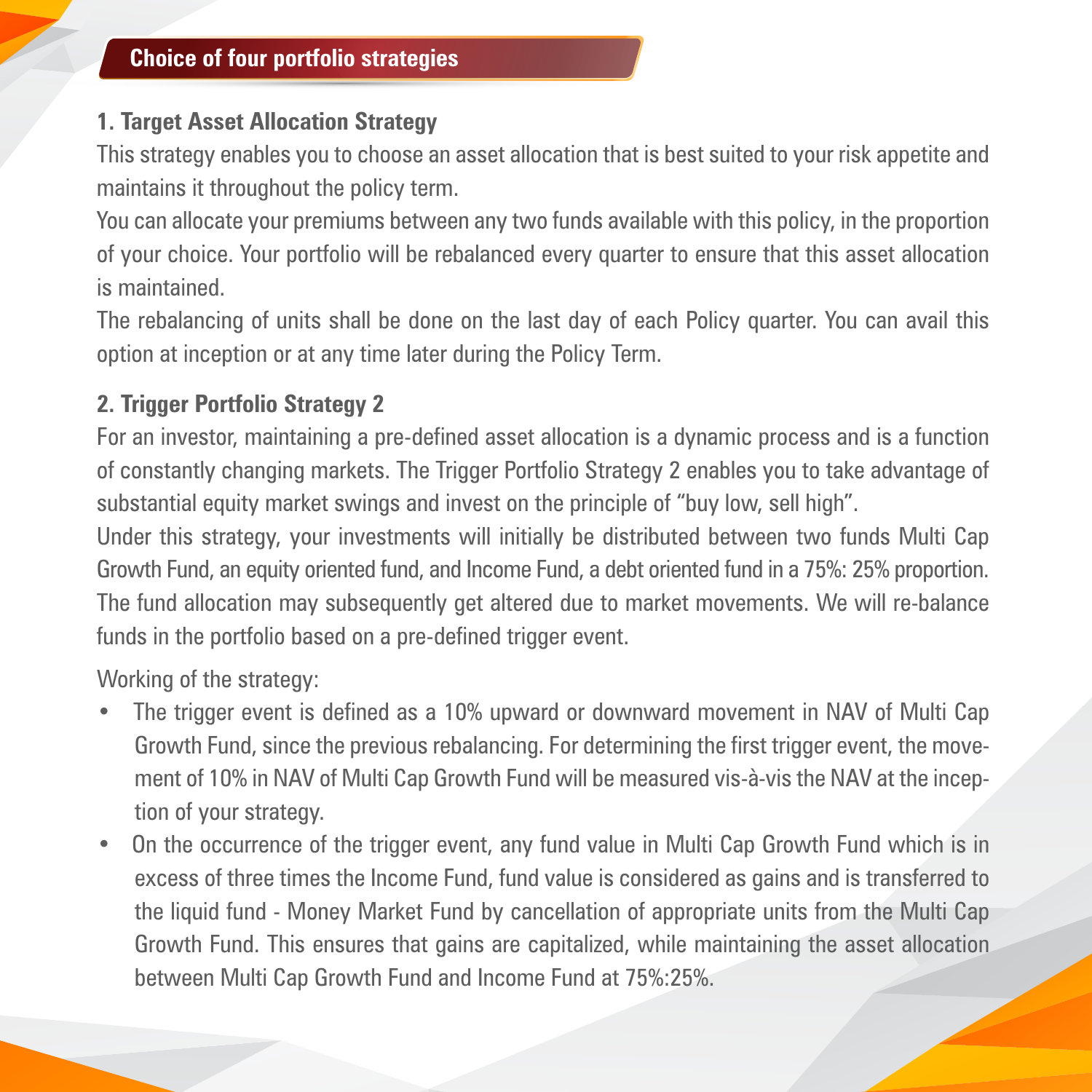## Choice of four portfolio strategies

### 1. Target Asset Allocation Strategy

This strategy enables you to choose an asset allocation that is best suited to your risk appetite and maintains it throughout the policy term.

You can allocate your premiums between any two funds available with this policy, in the proportion of your choice. Your portfolio will be rebalanced every quarter to ensure that this asset allocation is maintained.

The rebalancing of units shall be done on the last day of each Policy quarter. You can avail this option at inception or at any time later during the Policy Term.

### 2. Trigger Portfolio Strategy 2

For an investor, maintaining a pre-defined asset allocation is a dynamic process and is a function of constantly changing markets. The Trigger Portfolio Strategy 2 enables you to take advantage of substantial equity market swings and invest on the principle of "buy low, sell high".

Under this strategy, your investments will initially be distributed between two funds Multi Cap Growth Fund, an equity oriented fund, and Income Fund, a debt oriented fund in a 75%: 25% proportion. The fund allocation may subsequently get altered due to market movements. We will re-balance funds in the portfolio based on a pre-defined trigger event.

Working of the strategy:

- The trigger event is defined as a 10% upward or downward movement in NAV of Multi Cap Growth Fund, since the previous rebalancing. For determining the first trigger event, the movement of 10% in NAV of Multi Cap Growth Fund will be measured vis-à-vis the NAV at the inception of your strategy.
- On the occurrence of the trigger event, any fund value in Multi Cap Growth Fund which is in excess of three times the Income Fund, fund value is considered as gains and is transferred to the liquid fund - Money Market Fund by cancellation of appropriate units from the Multi Cap Growth Fund. This ensures that gains are capitalized, while maintaining the asset allocation between Multi Cap Growth Fund and Income Fund at 75%:25%.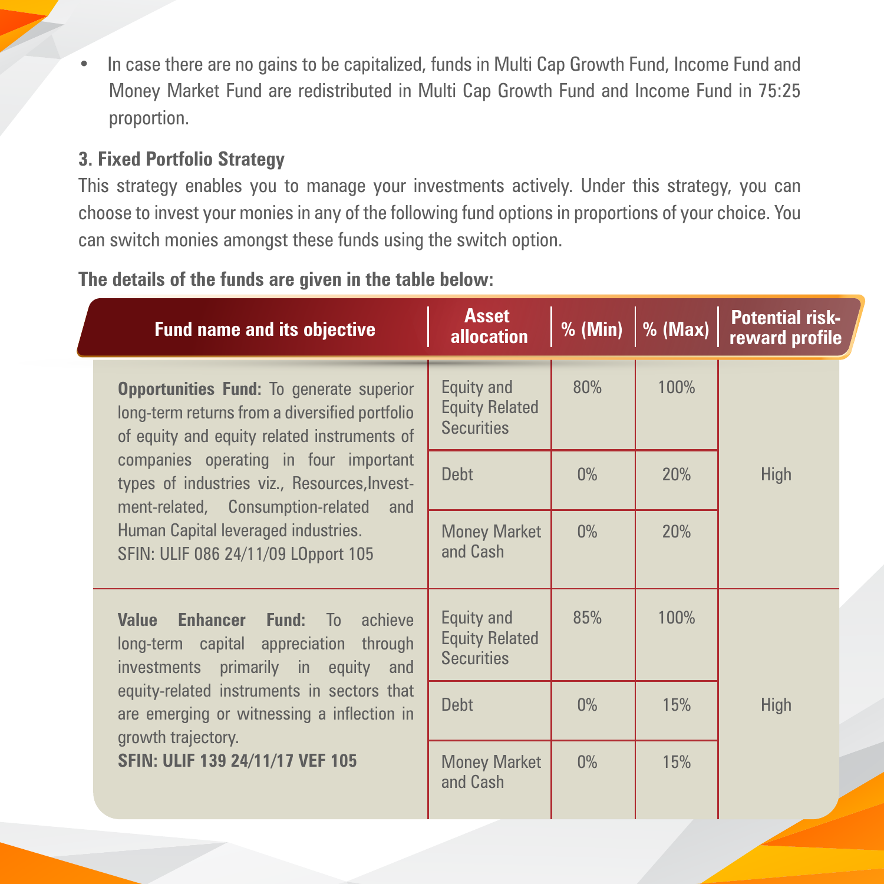- In case there are no gains to be capitalized, funds in Multi Cap Growth Fund, Income Fund and Money Market Fund are redistributed in Multi Cap Growth Fund and Income Fund in 75:25 proportion.

### 3. Fixed Portfolio Strategy

This strategy enables you to manage your investments actively. Under this strategy, you can choose to invest your monies in any of the following fund options in proportions of your choice. You can switch monies amongst these funds using the switch option.

**The details of the funds are given in the table below:**

| Fund name and its objective | Asset allocation | % (Min) | % (Max) | Potential risk-reward profile |
|---|---|---|---|---|
| **Opportunities Fund:** To generate superior long-term returns from a diversified portfolio of equity and equity related instruments of companies operating in four important types of industries viz., Resources, Investment-related, Consumption-related and Human Capital leveraged industries. SFIN: ULIF 086 24/11/09 LOpport 105 | Equity and Equity Related Securities | 80% | 100% | High |
| | Debt | 0% | 20% | |
| | Money Market and Cash | 0% | 20% | |
| **Value Enhancer Fund:** To achieve long-term capital appreciation through investments primarily in equity and equity-related instruments in sectors that are emerging or witnessing a inflection in growth trajectory. **SFIN: ULIF 139 24/11/17 VEF 105** | Equity and Equity Related Securities | 85% | 100% | High |
| | Debt | 0% | 15% | |
| | Money Market and Cash | 0% | 15% | |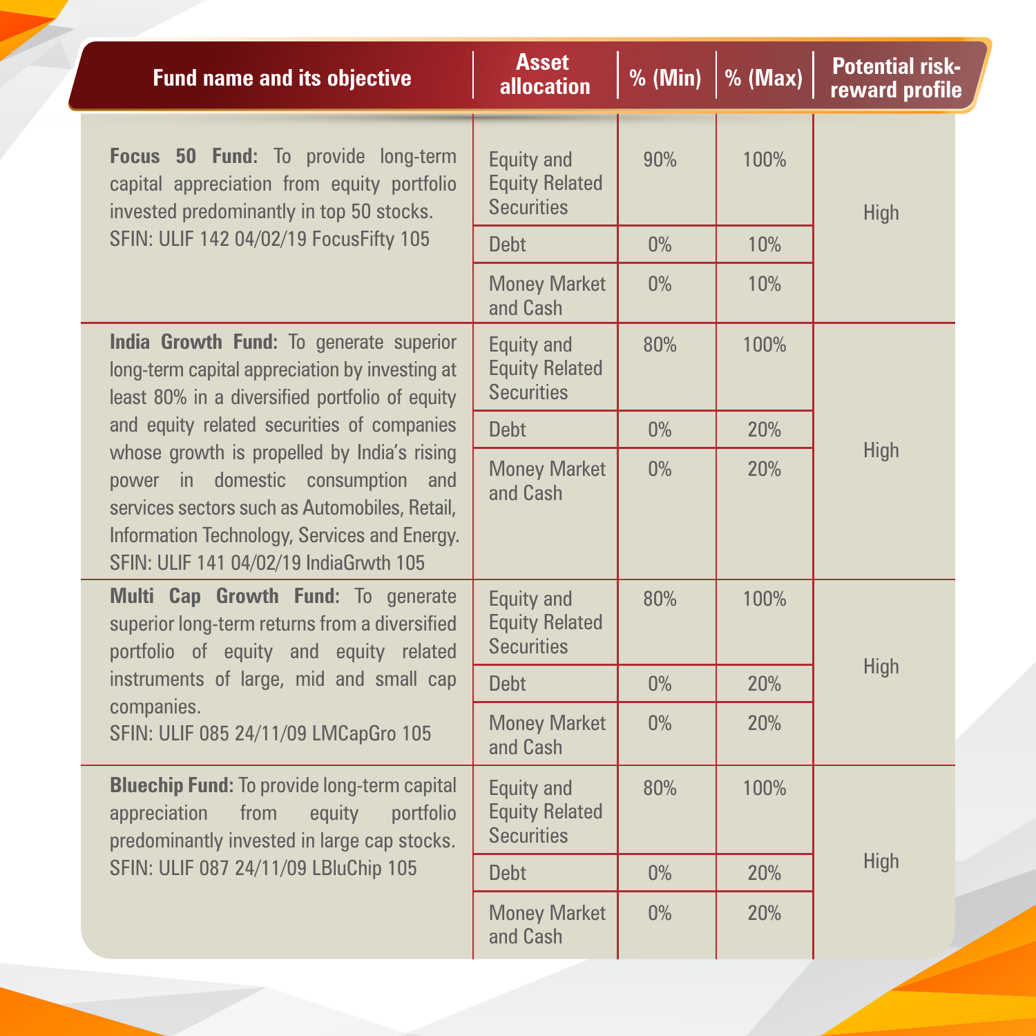| Fund name and its objective | Asset allocation | % (Min) | % (Max) | Potential risk-reward profile |
|---|---|---|---|---|
| **Focus 50 Fund:** To provide long-term capital appreciation from equity portfolio invested predominantly in top 50 stocks. SFIN: ULIF 142 04/02/19 FocusFifty 105 | Equity and Equity Related Securities | 90% | 100% | High |
| | Debt | 0% | 10% | |
| | Money Market and Cash | 0% | 10% | |
| **India Growth Fund:** To generate superior long-term capital appreciation by investing at least 80% in a diversified portfolio of equity and equity related securities of companies whose growth is propelled by India's rising power in domestic consumption and services sectors such as Automobiles, Retail, Information Technology, Services and Energy. SFIN: ULIF 141 04/02/19 IndiaGrwth 105 | Equity and Equity Related Securities | 80% | 100% | High |
| | Debt | 0% | 20% | |
| | Money Market and Cash | 0% | 20% | |
| **Multi Cap Growth Fund:** To generate superior long-term returns from a diversified portfolio of equity and equity related instruments of large, mid and small cap companies. SFIN: ULIF 085 24/11/09 LMCapGro 105 | Equity and Equity Related Securities | 80% | 100% | High |
| | Debt | 0% | 20% | |
| | Money Market and Cash | 0% | 20% | |
| **Bluechip Fund:** To provide long-term capital appreciation from equity portfolio predominantly invested in large cap stocks. SFIN: ULIF 087 24/11/09 LBluChip 105 | Equity and Equity Related Securities | 80% | 100% | High |
| | Debt | 0% | 20% | |
| | Money Market and Cash | 0% | 20% | |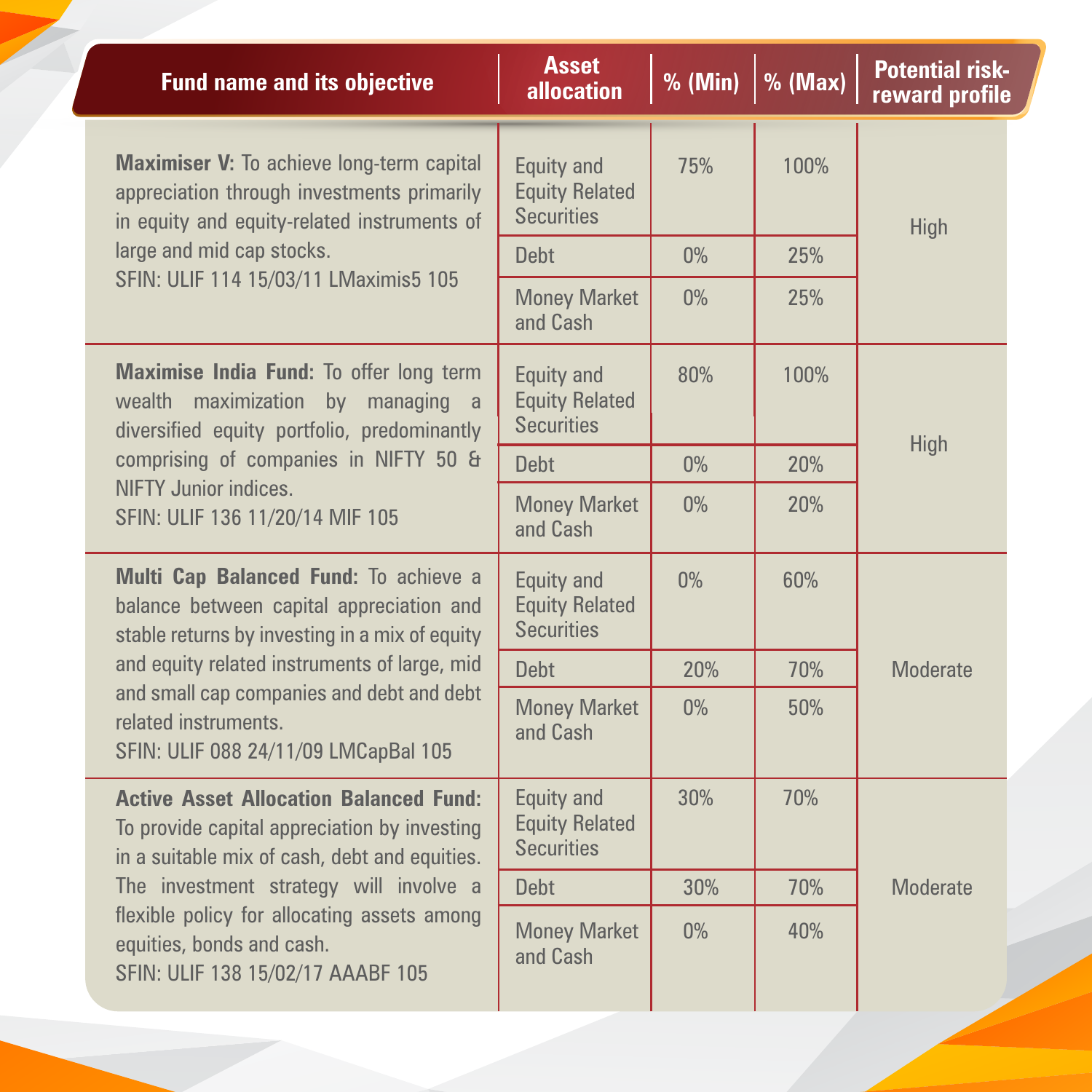| Fund name and its objective | Asset allocation | % (Min) | % (Max) | Potential risk-reward profile |
|---|---|---|---|---|
| **Maximiser V:** To achieve long-term capital appreciation through investments primarily in equity and equity-related instruments of large and mid cap stocks.<br>SFIN: ULIF 114 15/03/11 LMaximis5 105 | Equity and Equity Related Securities | 75% | 100% | High |
| | Debt | 0% | 25% | |
| | Money Market and Cash | 0% | 25% | |
| **Maximise India Fund:** To offer long term wealth maximization by managing a diversified equity portfolio, predominantly comprising of companies in NIFTY 50 & NIFTY Junior indices.<br>SFIN: ULIF 136 11/20/14 MIF 105 | Equity and Equity Related Securities | 80% | 100% | High |
| | Debt | 0% | 20% | |
| | Money Market and Cash | 0% | 20% | |
| **Multi Cap Balanced Fund:** To achieve a balance between capital appreciation and stable returns by investing in a mix of equity and equity related instruments of large, mid and small cap companies and debt and debt related instruments.<br>SFIN: ULIF 088 24/11/09 LMCapBal 105 | Equity and Equity Related Securities | 0% | 60% | Moderate |
| | Debt | 20% | 70% | |
| | Money Market and Cash | 0% | 50% | |
| **Active Asset Allocation Balanced Fund:** To provide capital appreciation by investing in a suitable mix of cash, debt and equities. The investment strategy will involve a flexible policy for allocating assets among equities, bonds and cash.<br>SFIN: ULIF 138 15/02/17 AAABF 105 | Equity and Equity Related Securities | 30% | 70% | Moderate |
| | Debt | 30% | 70% | |
| | Money Market and Cash | 0% | 40% | |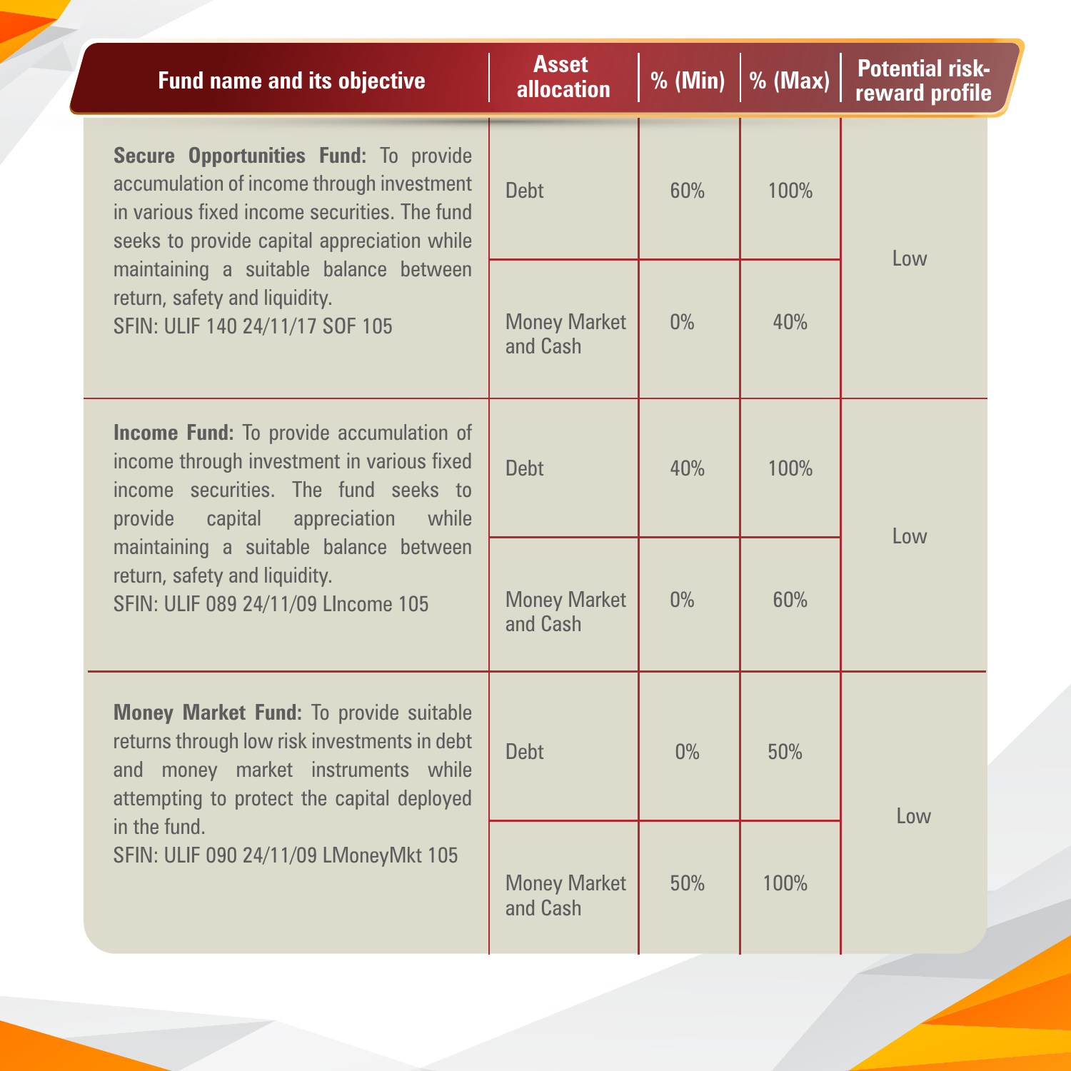| Fund name and its objective | Asset allocation | % (Min) | % (Max) | Potential risk-reward profile |
|---|---|---|---|---|
| **Secure Opportunities Fund:** To provide accumulation of income through investment in various fixed income securities. The fund seeks to provide capital appreciation while maintaining a suitable balance between return, safety and liquidity. SFIN: ULIF 140 24/11/17 SOF 105 | Debt | 60% | 100% | Low |
| | Money Market and Cash | 0% | 40% | |
| **Income Fund:** To provide accumulation of income through investment in various fixed income securities. The fund seeks to provide capital appreciation while maintaining a suitable balance between return, safety and liquidity. SFIN: ULIF 089 24/11/09 LIncome 105 | Debt | 40% | 100% | Low |
| | Money Market and Cash | 0% | 60% | |
| **Money Market Fund:** To provide suitable returns through low risk investments in debt and money market instruments while attempting to protect the capital deployed in the fund. SFIN: ULIF 090 24/11/09 LMoneyMkt 105 | Debt | 0% | 50% | Low |
| | Money Market and Cash | 50% | 100% | |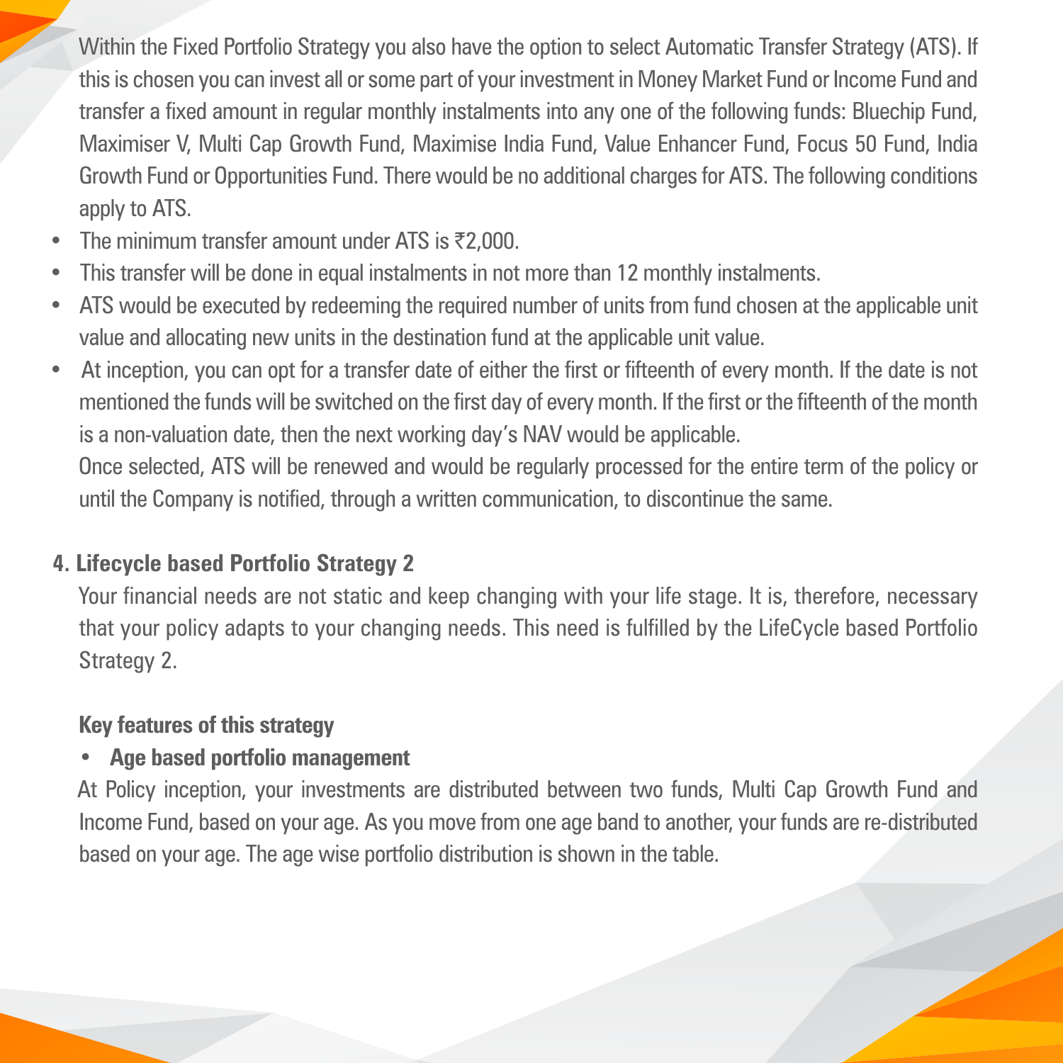Within the Fixed Portfolio Strategy you also have the option to select Automatic Transfer Strategy (ATS). If this is chosen you can invest all or some part of your investment in Money Market Fund or Income Fund and transfer a fixed amount in regular monthly instalments into any one of the following funds: Bluechip Fund, Maximiser V, Multi Cap Growth Fund, Maximise India Fund, Value Enhancer Fund, Focus 50 Fund, India Growth Fund or Opportunities Fund. There would be no additional charges for ATS. The following conditions apply to ATS.

- The minimum transfer amount under ATS is ₹2,000.
- This transfer will be done in equal instalments in not more than 12 monthly instalments.
- ATS would be executed by redeeming the required number of units from fund chosen at the applicable unit value and allocating new units in the destination fund at the applicable unit value.
- At inception, you can opt for a transfer date of either the first or fifteenth of every month. If the date is not mentioned the funds will be switched on the first day of every month. If the first or the fifteenth of the month is a non-valuation date, then the next working day's NAV would be applicable.

Once selected, ATS will be renewed and would be regularly processed for the entire term of the policy or until the Company is notified, through a written communication, to discontinue the same.

**4. Lifecycle based Portfolio Strategy 2**

Your financial needs are not static and keep changing with your life stage. It is, therefore, necessary that your policy adapts to your changing needs. This need is fulfilled by the LifeCycle based Portfolio Strategy 2.

**Key features of this strategy**

- **Age based portfolio management**

At Policy inception, your investments are distributed between two funds, Multi Cap Growth Fund and Income Fund, based on your age. As you move from one age band to another, your funds are re-distributed based on your age. The age wise portfolio distribution is shown in the table.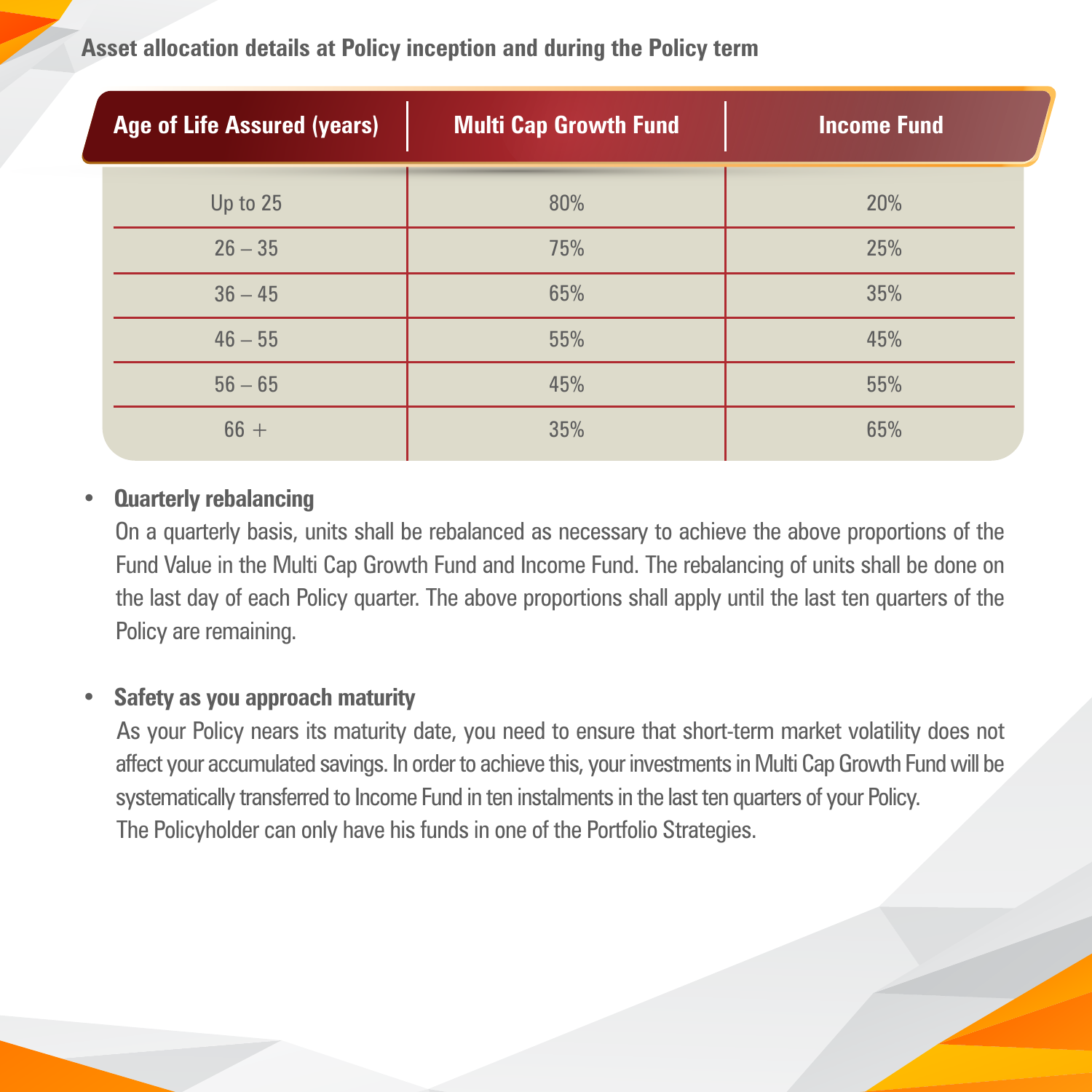## Asset allocation details at Policy inception and during the Policy term

| Age of Life Assured (years) | Multi Cap Growth Fund | Income Fund |
|---|---|---|
| Up to 25 | 80% | 20% |
| 26 – 35 | 75% | 25% |
| 36 – 45 | 65% | 35% |
| 46 – 55 | 55% | 45% |
| 56 – 65 | 45% | 55% |
| 66 + | 35% | 65% |

- **Quarterly rebalancing**

  On a quarterly basis, units shall be rebalanced as necessary to achieve the above proportions of the Fund Value in the Multi Cap Growth Fund and Income Fund. The rebalancing of units shall be done on the last day of each Policy quarter. The above proportions shall apply until the last ten quarters of the Policy are remaining.

- **Safety as you approach maturity**

  As your Policy nears its maturity date, you need to ensure that short-term market volatility does not affect your accumulated savings. In order to achieve this, your investments in Multi Cap Growth Fund will be systematically transferred to Income Fund in ten instalments in the last ten quarters of your Policy.

  The Policyholder can only have his funds in one of the Portfolio Strategies.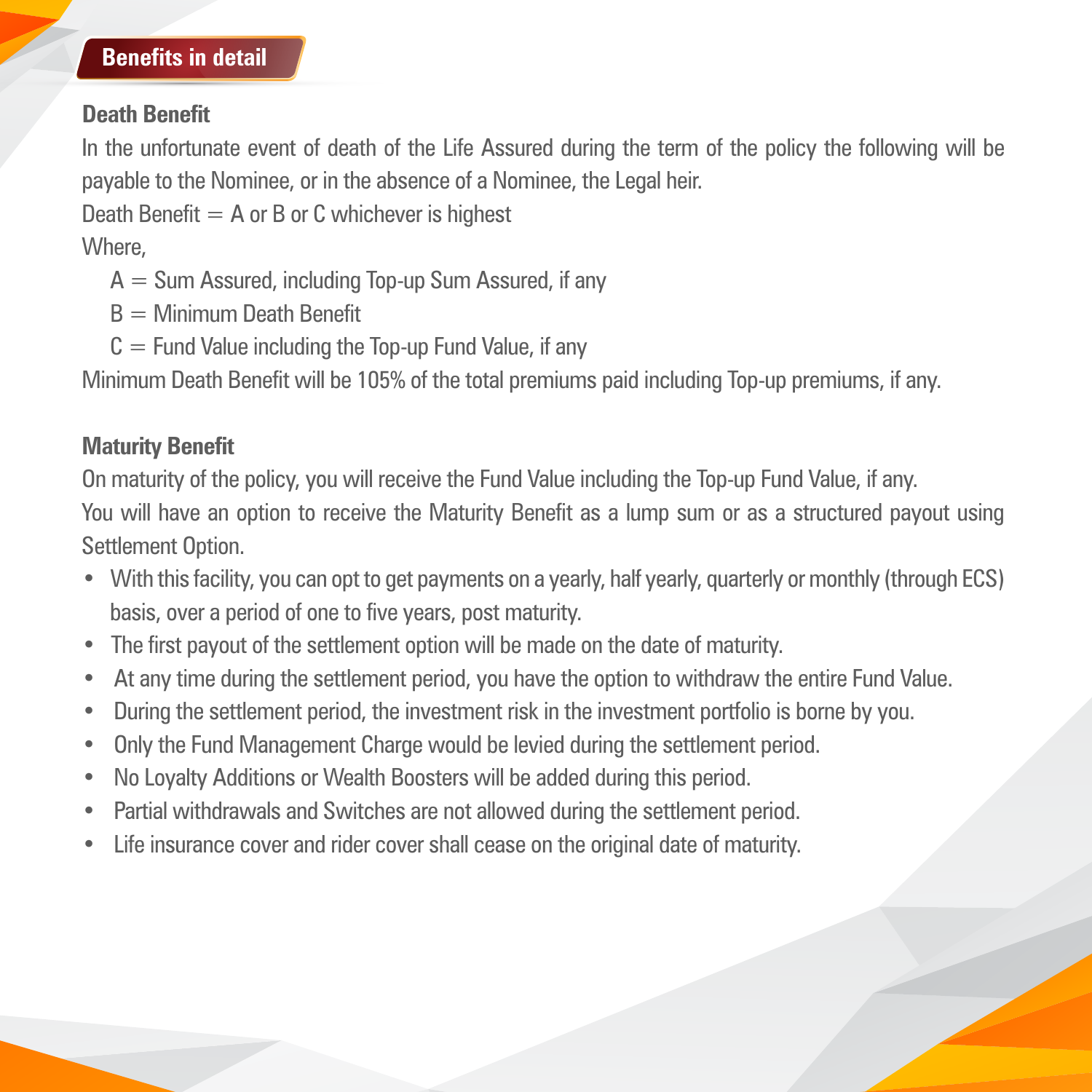## Benefits in detail

### Death Benefit

In the unfortunate event of death of the Life Assured during the term of the policy the following will be payable to the Nominee, or in the absence of a Nominee, the Legal heir.

Death Benefit = A or B or C whichever is highest

Where,

A = Sum Assured, including Top-up Sum Assured, if any

B = Minimum Death Benefit

C = Fund Value including the Top-up Fund Value, if any

Minimum Death Benefit will be 105% of the total premiums paid including Top-up premiums, if any.

### Maturity Benefit

On maturity of the policy, you will receive the Fund Value including the Top-up Fund Value, if any.

You will have an option to receive the Maturity Benefit as a lump sum or as a structured payout using Settlement Option.

- With this facility, you can opt to get payments on a yearly, half yearly, quarterly or monthly (through ECS) basis, over a period of one to five years, post maturity.
- The first payout of the settlement option will be made on the date of maturity.
- At any time during the settlement period, you have the option to withdraw the entire Fund Value.
- During the settlement period, the investment risk in the investment portfolio is borne by you.
- Only the Fund Management Charge would be levied during the settlement period.
- No Loyalty Additions or Wealth Boosters will be added during this period.
- Partial withdrawals and Switches are not allowed during the settlement period.
- Life insurance cover and rider cover shall cease on the original date of maturity.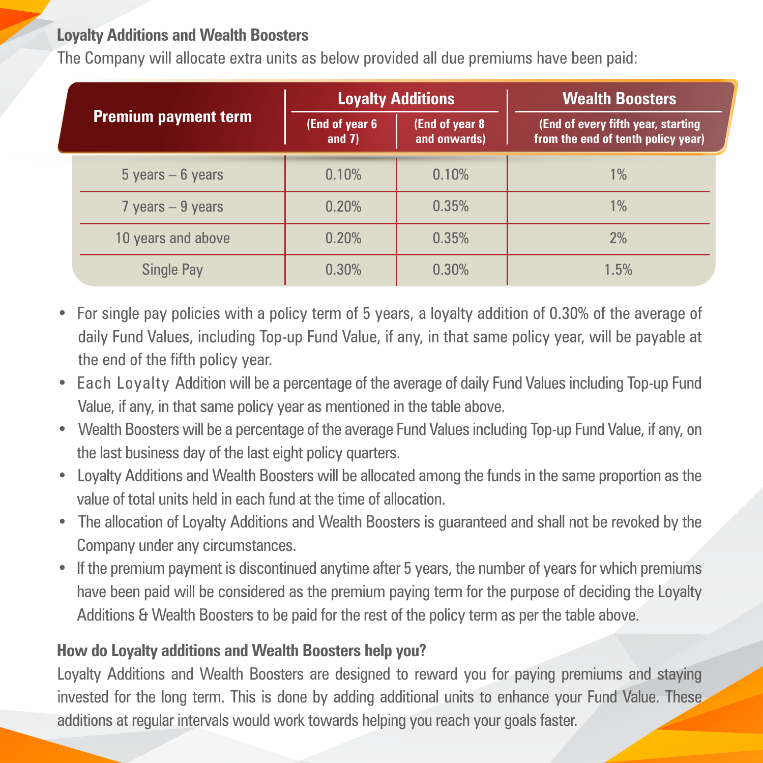## Loyalty Additions and Wealth Boosters

The Company will allocate extra units as below provided all due premiums have been paid:

| Premium payment term | Loyalty Additions | | Wealth Boosters |
|---|---|---|---|
| | (End of year 6 and 7) | (End of year 8 and onwards) | (End of every fifth year, starting from the end of tenth policy year) |
| 5 years – 6 years | 0.10% | 0.10% | 1% |
| 7 years – 9 years | 0.20% | 0.35% | 1% |
| 10 years and above | 0.20% | 0.35% | 2% |
| Single Pay | 0.30% | 0.30% | 1.5% |

- For single pay policies with a policy term of 5 years, a loyalty addition of 0.30% of the average of daily Fund Values, including Top-up Fund Value, if any, in that same policy year, will be payable at the end of the fifth policy year.
- Each Loyalty Addition will be a percentage of the average of daily Fund Values including Top-up Fund Value, if any, in that same policy year as mentioned in the table above.
- Wealth Boosters will be a percentage of the average Fund Values including Top-up Fund Value, if any, on the last business day of the last eight policy quarters.
- Loyalty Additions and Wealth Boosters will be allocated among the funds in the same proportion as the value of total units held in each fund at the time of allocation.
- The allocation of Loyalty Additions and Wealth Boosters is guaranteed and shall not be revoked by the Company under any circumstances.
- If the premium payment is discontinued anytime after 5 years, the number of years for which premiums have been paid will be considered as the premium paying term for the purpose of deciding the Loyalty Additions & Wealth Boosters to be paid for the rest of the policy term as per the table above.

## How do Loyalty additions and Wealth Boosters help you?

Loyalty Additions and Wealth Boosters are designed to reward you for paying premiums and staying invested for the long term. This is done by adding additional units to enhance your Fund Value. These additions at regular intervals would work towards helping you reach your goals faster.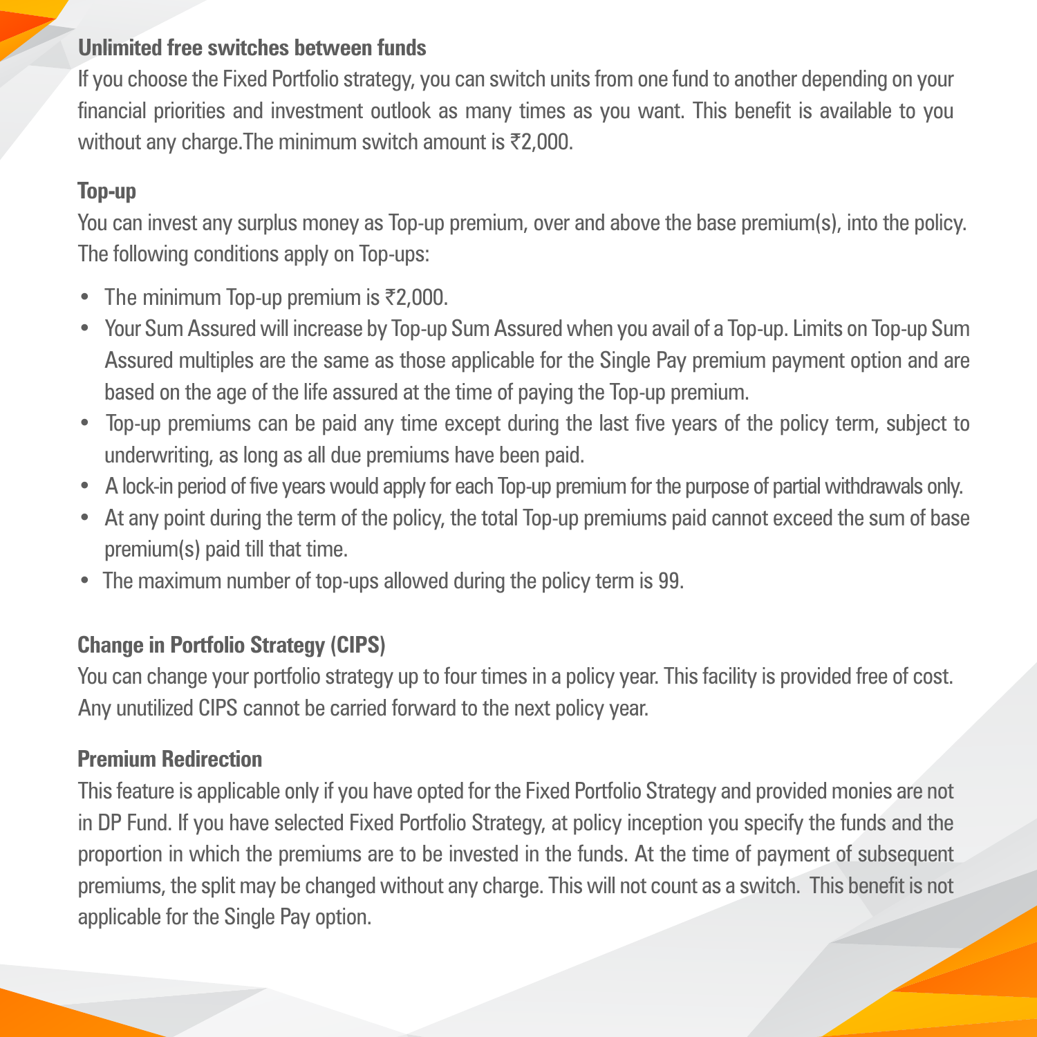### Unlimited free switches between funds

If you choose the Fixed Portfolio strategy, you can switch units from one fund to another depending on your financial priorities and investment outlook as many times as you want. This benefit is available to you without any charge.The minimum switch amount is ₹2,000.

### Top-up

You can invest any surplus money as Top-up premium, over and above the base premium(s), into the policy. The following conditions apply on Top-ups:

- The minimum Top-up premium is ₹2,000.
- Your Sum Assured will increase by Top-up Sum Assured when you avail of a Top-up. Limits on Top-up Sum Assured multiples are the same as those applicable for the Single Pay premium payment option and are based on the age of the life assured at the time of paying the Top-up premium.
- Top-up premiums can be paid any time except during the last five years of the policy term, subject to underwriting, as long as all due premiums have been paid.
- A lock-in period of five years would apply for each Top-up premium for the purpose of partial withdrawals only.
- At any point during the term of the policy, the total Top-up premiums paid cannot exceed the sum of base premium(s) paid till that time.
- The maximum number of top-ups allowed during the policy term is 99.

### Change in Portfolio Strategy (CIPS)

You can change your portfolio strategy up to four times in a policy year. This facility is provided free of cost. Any unutilized CIPS cannot be carried forward to the next policy year.

### Premium Redirection

This feature is applicable only if you have opted for the Fixed Portfolio Strategy and provided monies are not in DP Fund. If you have selected Fixed Portfolio Strategy, at policy inception you specify the funds and the proportion in which the premiums are to be invested in the funds. At the time of payment of subsequent premiums, the split may be changed without any charge. This will not count as a switch. This benefit is not applicable for the Single Pay option.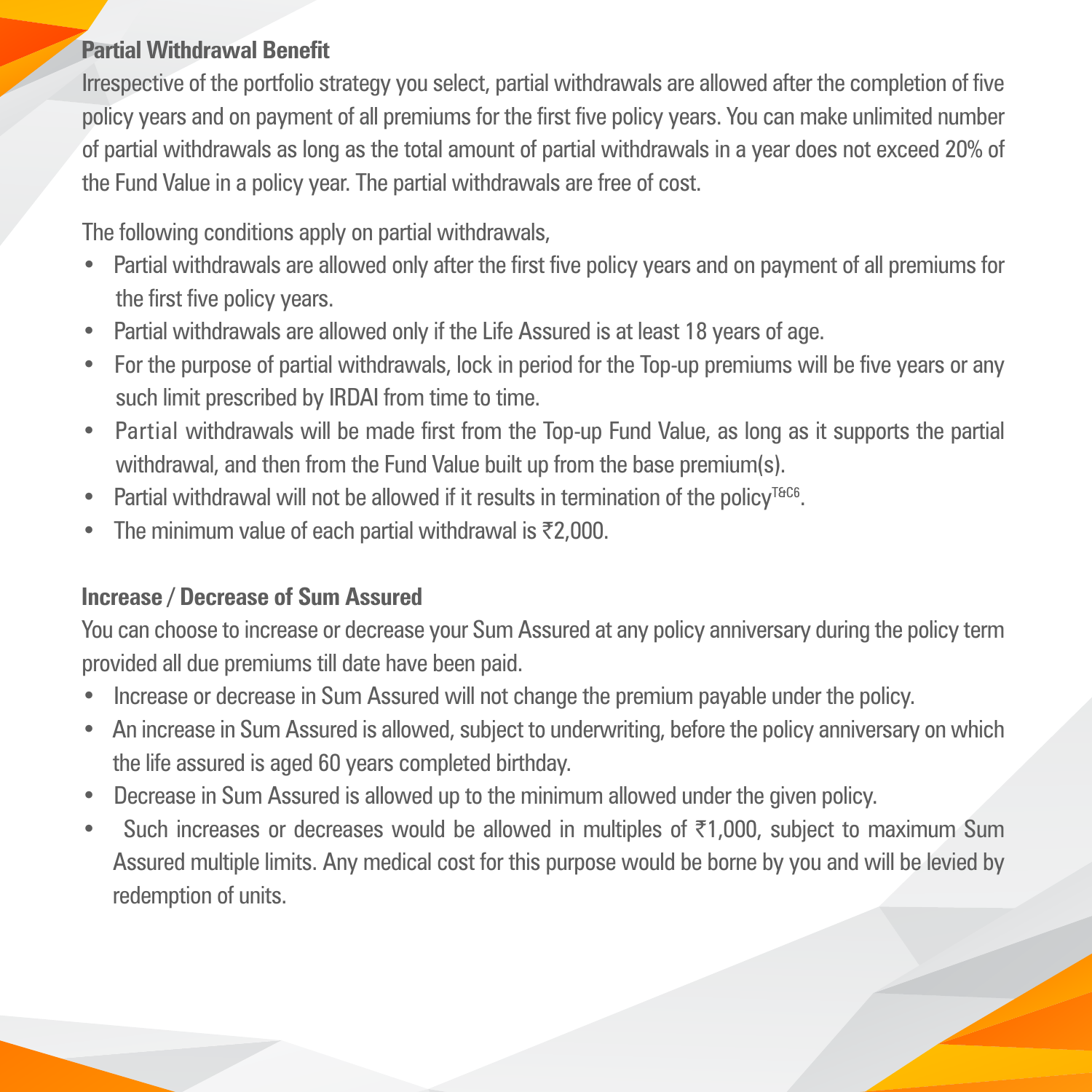## Partial Withdrawal Benefit

Irrespective of the portfolio strategy you select, partial withdrawals are allowed after the completion of five policy years and on payment of all premiums for the first five policy years. You can make unlimited number of partial withdrawals as long as the total amount of partial withdrawals in a year does not exceed 20% of the Fund Value in a policy year. The partial withdrawals are free of cost.

The following conditions apply on partial withdrawals,

- Partial withdrawals are allowed only after the first five policy years and on payment of all premiums for the first five policy years.
- Partial withdrawals are allowed only if the Life Assured is at least 18 years of age.
- For the purpose of partial withdrawals, lock in period for the Top-up premiums will be five years or any such limit prescribed by IRDAI from time to time.
- Partial withdrawals will be made first from the Top-up Fund Value, as long as it supports the partial withdrawal, and then from the Fund Value built up from the base premium(s).
- Partial withdrawal will not be allowed if it results in termination of the policy[T&C6].
- The minimum value of each partial withdrawal is ₹2,000.

## Increase / Decrease of Sum Assured

You can choose to increase or decrease your Sum Assured at any policy anniversary during the policy term provided all due premiums till date have been paid.

- Increase or decrease in Sum Assured will not change the premium payable under the policy.
- An increase in Sum Assured is allowed, subject to underwriting, before the policy anniversary on which the life assured is aged 60 years completed birthday.
- Decrease in Sum Assured is allowed up to the minimum allowed under the given policy.
- Such increases or decreases would be allowed in multiples of ₹1,000, subject to maximum Sum Assured multiple limits. Any medical cost for this purpose would be borne by you and will be levied by redemption of units.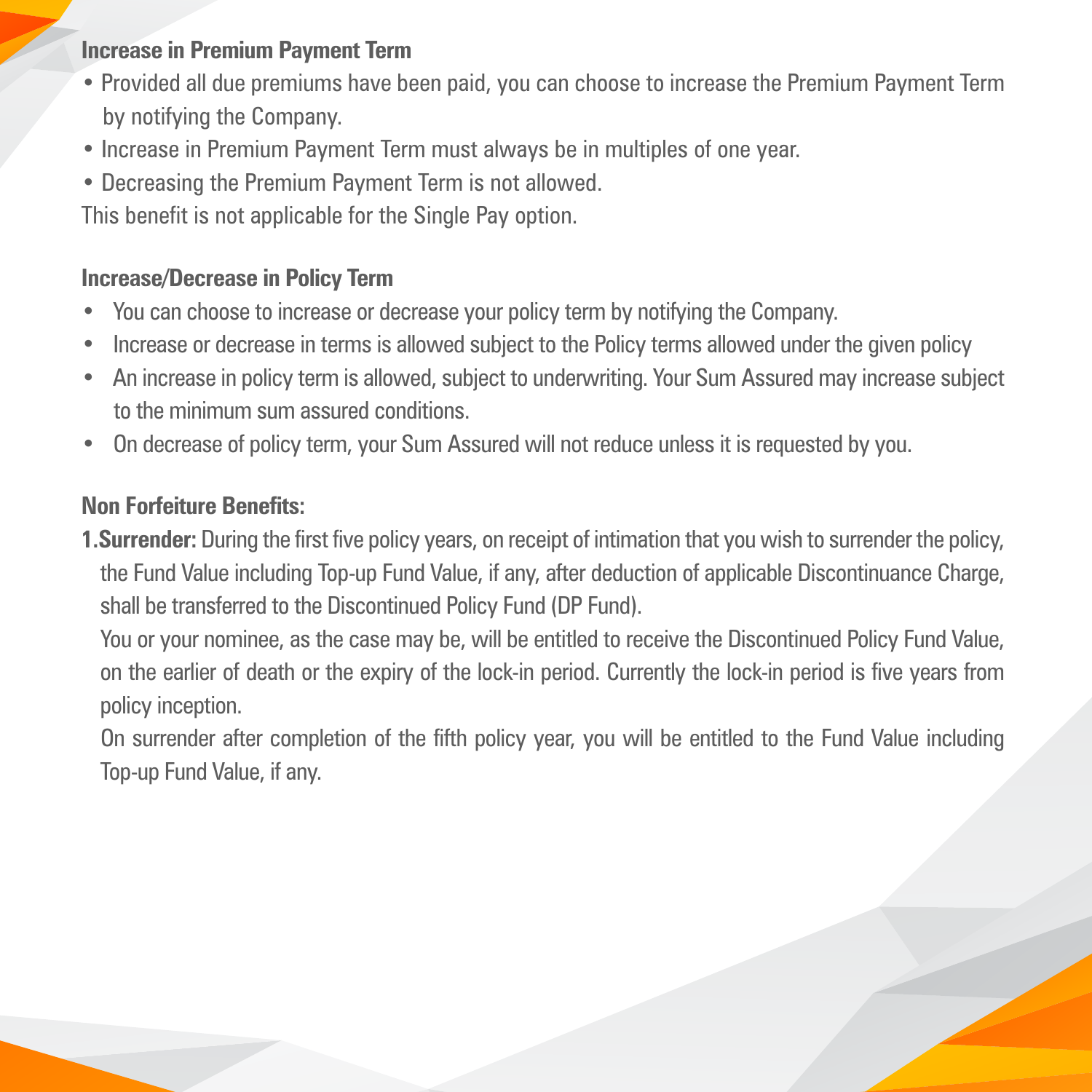**Increase in Premium Payment Term**

- Provided all due premiums have been paid, you can choose to increase the Premium Payment Term by notifying the Company.
- Increase in Premium Payment Term must always be in multiples of one year.
- Decreasing the Premium Payment Term is not allowed.

This benefit is not applicable for the Single Pay option.

**Increase/Decrease in Policy Term**

- You can choose to increase or decrease your policy term by notifying the Company.
- Increase or decrease in terms is allowed subject to the Policy terms allowed under the given policy
- An increase in policy term is allowed, subject to underwriting. Your Sum Assured may increase subject to the minimum sum assured conditions.
- On decrease of policy term, your Sum Assured will not reduce unless it is requested by you.

**Non Forfeiture Benefits:**

1. **Surrender:** During the first five policy years, on receipt of intimation that you wish to surrender the policy, the Fund Value including Top-up Fund Value, if any, after deduction of applicable Discontinuance Charge, shall be transferred to the Discontinued Policy Fund (DP Fund).

   You or your nominee, as the case may be, will be entitled to receive the Discontinued Policy Fund Value, on the earlier of death or the expiry of the lock-in period. Currently the lock-in period is five years from policy inception.

   On surrender after completion of the fifth policy year, you will be entitled to the Fund Value including Top-up Fund Value, if any.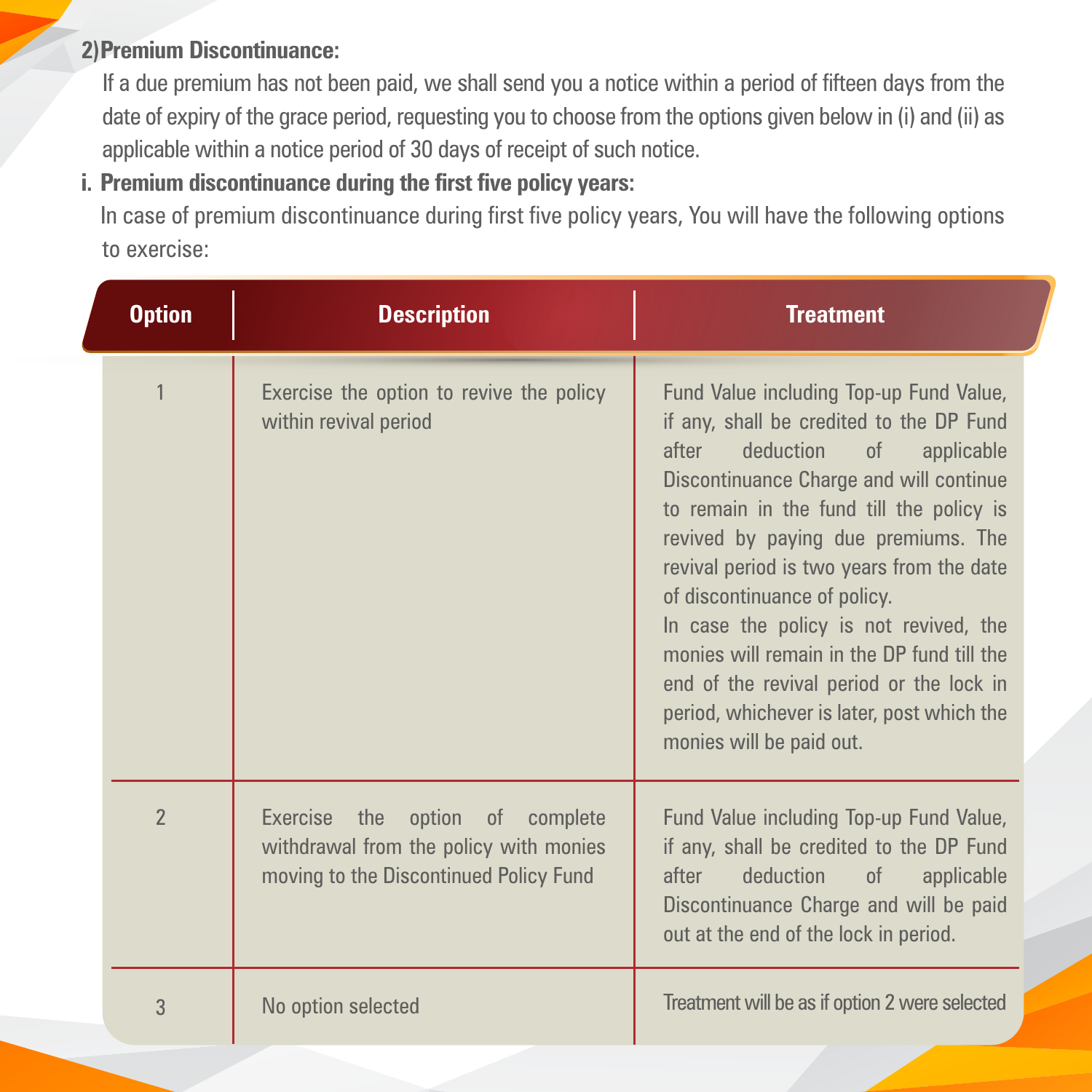**2) Premium Discontinuance:**

If a due premium has not been paid, we shall send you a notice within a period of fifteen days from the date of expiry of the grace period, requesting you to choose from the options given below in (i) and (ii) as applicable within a notice period of 30 days of receipt of such notice.

**i. Premium discontinuance during the first five policy years:**

In case of premium discontinuance during first five policy years, You will have the following options to exercise:

| Option | Description | Treatment |
| --- | --- | --- |
| 1 | Exercise the option to revive the policy within revival period | Fund Value including Top-up Fund Value, if any, shall be credited to the DP Fund after deduction of applicable Discontinuance Charge and will continue to remain in the fund till the policy is revived by paying due premiums. The revival period is two years from the date of discontinuance of policy.<br>In case the policy is not revived, the monies will remain in the DP fund till the end of the revival period or the lock in period, whichever is later, post which the monies will be paid out. |
| 2 | Exercise the option of complete withdrawal from the policy with monies moving to the Discontinued Policy Fund | Fund Value including Top-up Fund Value, if any, shall be credited to the DP Fund after deduction of applicable Discontinuance Charge and will be paid out at the end of the lock in period. |
| 3 | No option selected | Treatment will be as if option 2 were selected |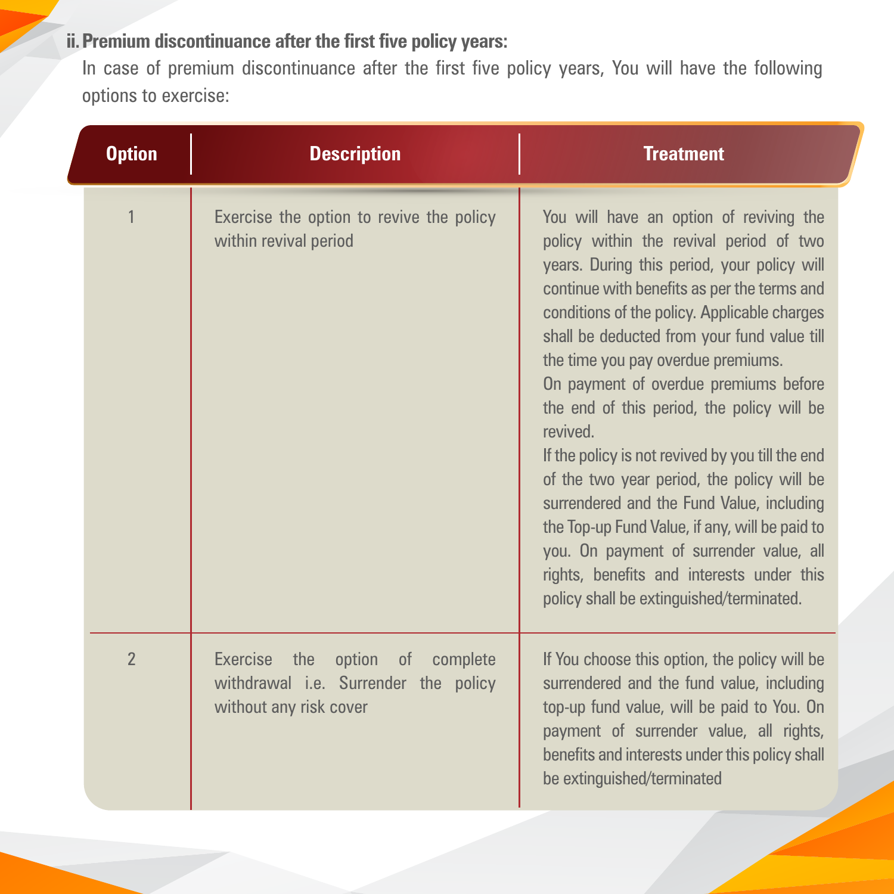**ii. Premium discontinuance after the first five policy years:**

In case of premium discontinuance after the first five policy years, You will have the following options to exercise:

| Option | Description | Treatment |
|---|---|---|
| 1 | Exercise the option to revive the policy within revival period | You will have an option of reviving the policy within the revival period of two years. During this period, your policy will continue with benefits as per the terms and conditions of the policy. Applicable charges shall be deducted from your fund value till the time you pay overdue premiums.<br>On payment of overdue premiums before the end of this period, the policy will be revived.<br>If the policy is not revived by you till the end of the two year period, the policy will be surrendered and the Fund Value, including the Top-up Fund Value, if any, will be paid to you. On payment of surrender value, all rights, benefits and interests under this policy shall be extinguished/terminated. |
| 2 | Exercise the option of complete withdrawal i.e. Surrender the policy without any risk cover | If You choose this option, the policy will be surrendered and the fund value, including top-up fund value, will be paid to You. On payment of surrender value, all rights, benefits and interests under this policy shall be extinguished/terminated |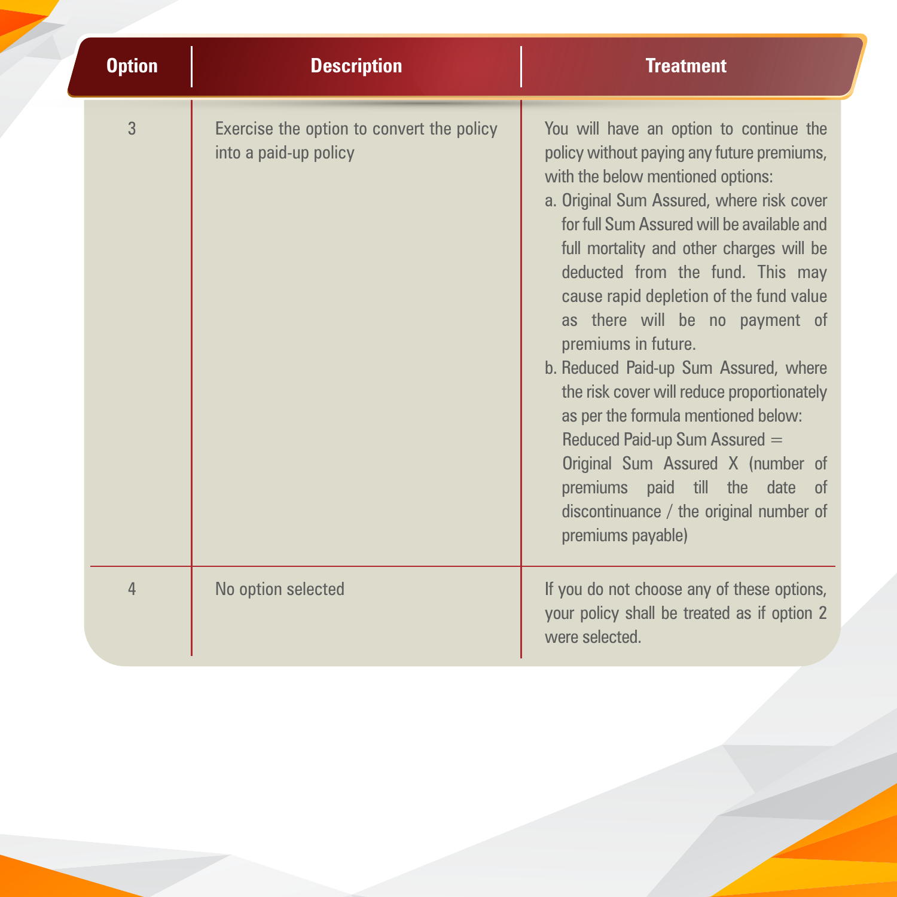| Option | Description | Treatment |
|---|---|---|
| 3 | Exercise the option to convert the policy into a paid-up policy | You will have an option to continue the policy without paying any future premiums, with the below mentioned options:<br>a. Original Sum Assured, where risk cover for full Sum Assured will be available and full mortality and other charges will be deducted from the fund. This may cause rapid depletion of the fund value as there will be no payment of premiums in future.<br>b. Reduced Paid-up Sum Assured, where the risk cover will reduce proportionately as per the formula mentioned below:<br>Reduced Paid-up Sum Assured =<br>Original Sum Assured X (number of premiums paid till the date of discontinuance / the original number of premiums payable) |
| 4 | No option selected | If you do not choose any of these options, your policy shall be treated as if option 2 were selected. |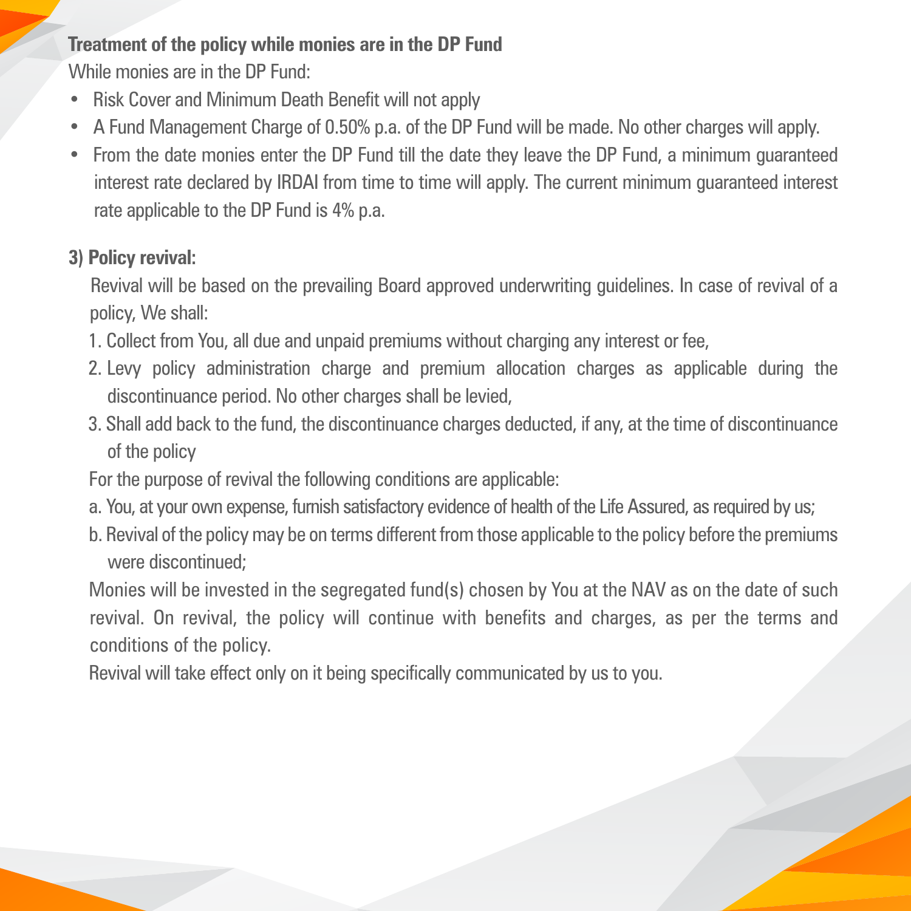**Treatment of the policy while monies are in the DP Fund**

While monies are in the DP Fund:

- Risk Cover and Minimum Death Benefit will not apply
- A Fund Management Charge of 0.50% p.a. of the DP Fund will be made. No other charges will apply.
- From the date monies enter the DP Fund till the date they leave the DP Fund, a minimum guaranteed interest rate declared by IRDAI from time to time will apply. The current minimum guaranteed interest rate applicable to the DP Fund is 4% p.a.

**3) Policy revival:**

Revival will be based on the prevailing Board approved underwriting guidelines. In case of revival of a policy, We shall:

1. Collect from You, all due and unpaid premiums without charging any interest or fee,
2. Levy policy administration charge and premium allocation charges as applicable during the discontinuance period. No other charges shall be levied,
3. Shall add back to the fund, the discontinuance charges deducted, if any, at the time of discontinuance of the policy

For the purpose of revival the following conditions are applicable:

a. You, at your own expense, furnish satisfactory evidence of health of the Life Assured, as required by us;

b. Revival of the policy may be on terms different from those applicable to the policy before the premiums were discontinued;

Monies will be invested in the segregated fund(s) chosen by You at the NAV as on the date of such revival. On revival, the policy will continue with benefits and charges, as per the terms and conditions of the policy.

Revival will take effect only on it being specifically communicated by us to you.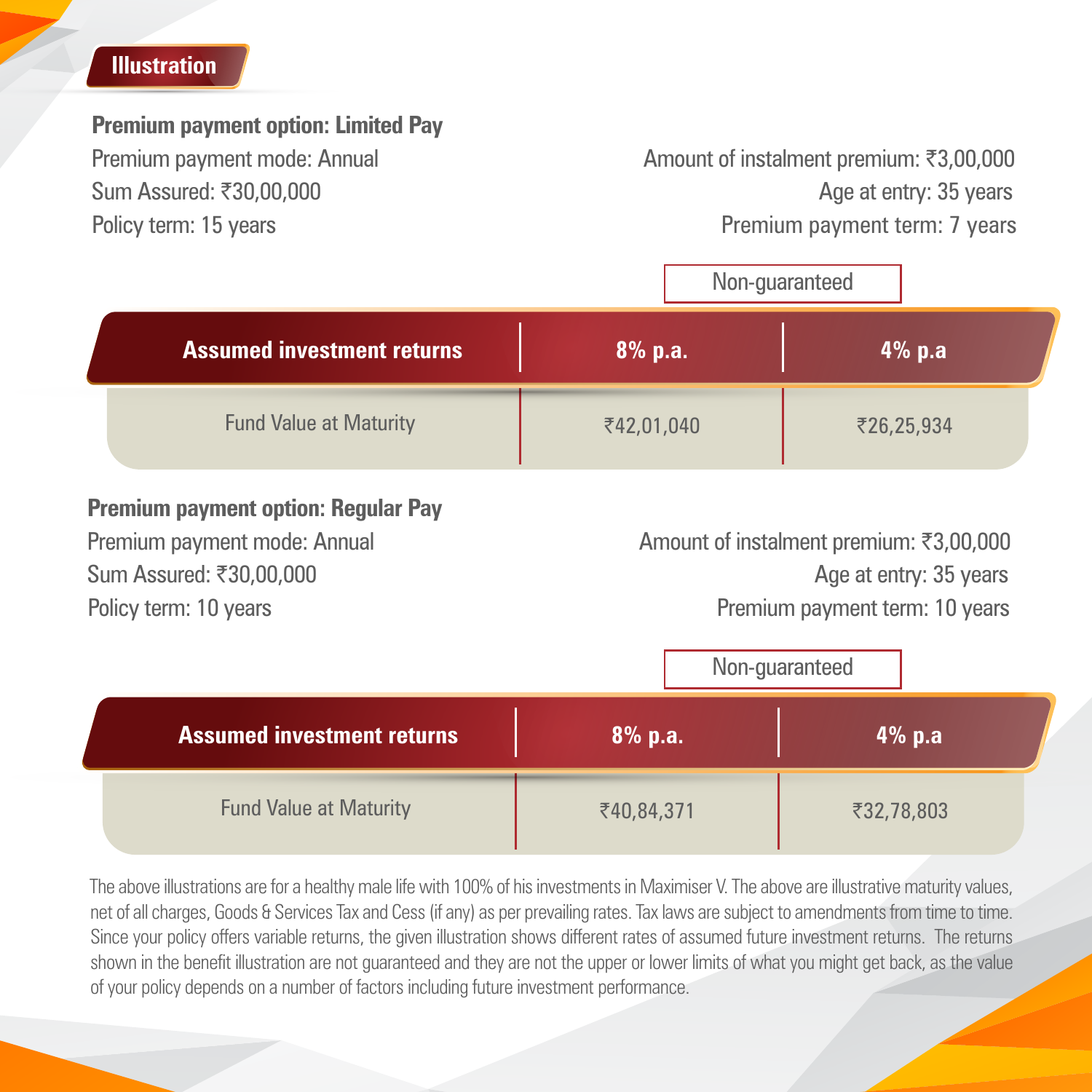## Illustration

**Premium payment option: Limited Pay**

Premium payment mode: Annual

Sum Assured: ₹30,00,000

Policy term: 15 years

Amount of instalment premium: ₹3,00,000

Age at entry: 35 years

Premium payment term: 7 years

| Assumed investment returns | Non-guaranteed | |
|---|---|---|
| | **8% p.a.** | **4% p.a** |
| Fund Value at Maturity | ₹42,01,040 | ₹26,25,934 |

**Premium payment option: Regular Pay**

Premium payment mode: Annual

Sum Assured: ₹30,00,000

Policy term: 10 years

Amount of instalment premium: ₹3,00,000

Age at entry: 35 years

Premium payment term: 10 years

| Assumed investment returns | Non-guaranteed | |
|---|---|---|
| | **8% p.a.** | **4% p.a** |
| Fund Value at Maturity | ₹40,84,371 | ₹32,78,803 |

The above illustrations are for a healthy male life with 100% of his investments in Maximiser V. The above are illustrative maturity values, net of all charges, Goods & Services Tax and Cess (if any) as per prevailing rates. Tax laws are subject to amendments from time to time. Since your policy offers variable returns, the given illustration shows different rates of assumed future investment returns. The returns shown in the benefit illustration are not guaranteed and they are not the upper or lower limits of what you might get back, as the value of your policy depends on a number of factors including future investment performance.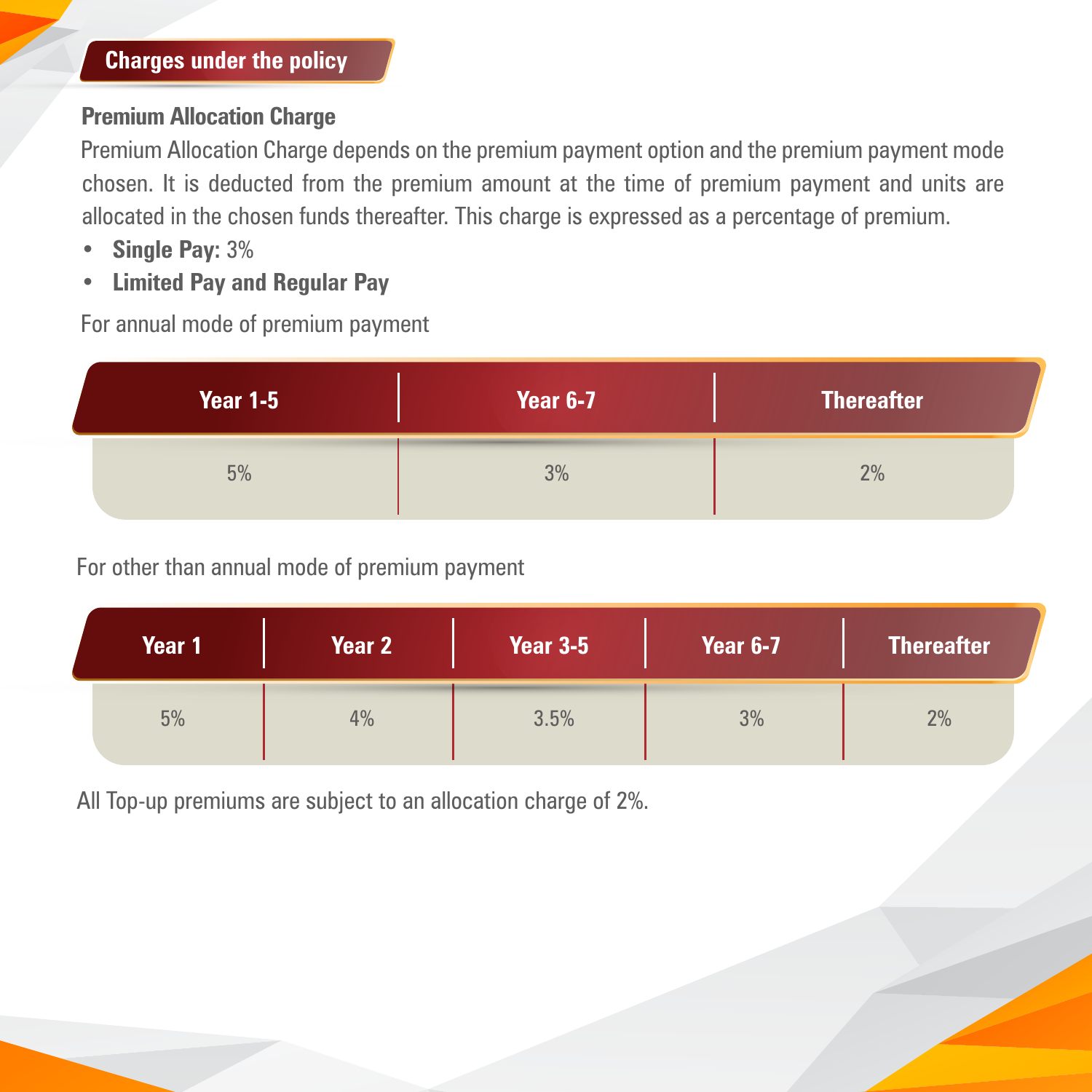## Charges under the policy

**Premium Allocation Charge**

Premium Allocation Charge depends on the premium payment option and the premium payment mode chosen. It is deducted from the premium amount at the time of premium payment and units are allocated in the chosen funds thereafter. This charge is expressed as a percentage of premium.

- **Single Pay:** 3%
- **Limited Pay and Regular Pay**

For annual mode of premium payment

| Year 1-5 | Year 6-7 | Thereafter |
|---|---|---|
| 5% | 3% | 2% |

For other than annual mode of premium payment

| Year 1 | Year 2 | Year 3-5 | Year 6-7 | Thereafter |
|---|---|---|---|---|
| 5% | 4% | 3.5% | 3% | 2% |

All Top-up premiums are subject to an allocation charge of 2%.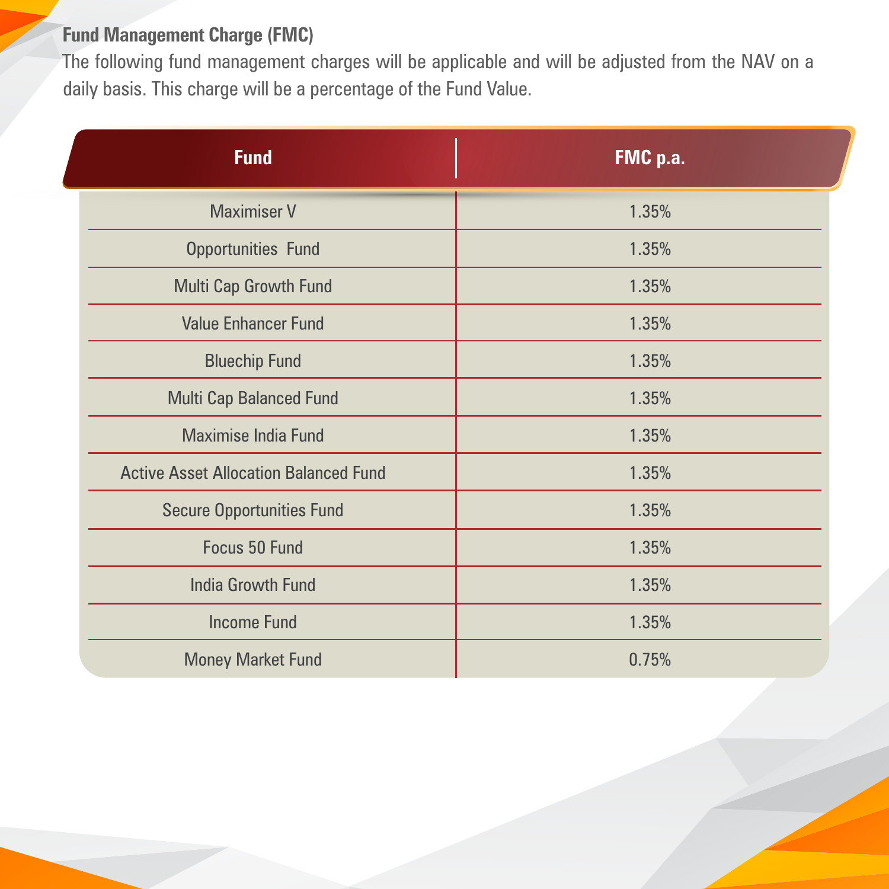### Fund Management Charge (FMC)

The following fund management charges will be applicable and will be adjusted from the NAV on a daily basis. This charge will be a percentage of the Fund Value.

| Fund | FMC p.a. |
|---|---|
| Maximiser V | 1.35% |
| Opportunities Fund | 1.35% |
| Multi Cap Growth Fund | 1.35% |
| Value Enhancer Fund | 1.35% |
| Bluechip Fund | 1.35% |
| Multi Cap Balanced Fund | 1.35% |
| Maximise India Fund | 1.35% |
| Active Asset Allocation Balanced Fund | 1.35% |
| Secure Opportunities Fund | 1.35% |
| Focus 50 Fund | 1.35% |
| India Growth Fund | 1.35% |
| Income Fund | 1.35% |
| Money Market Fund | 0.75% |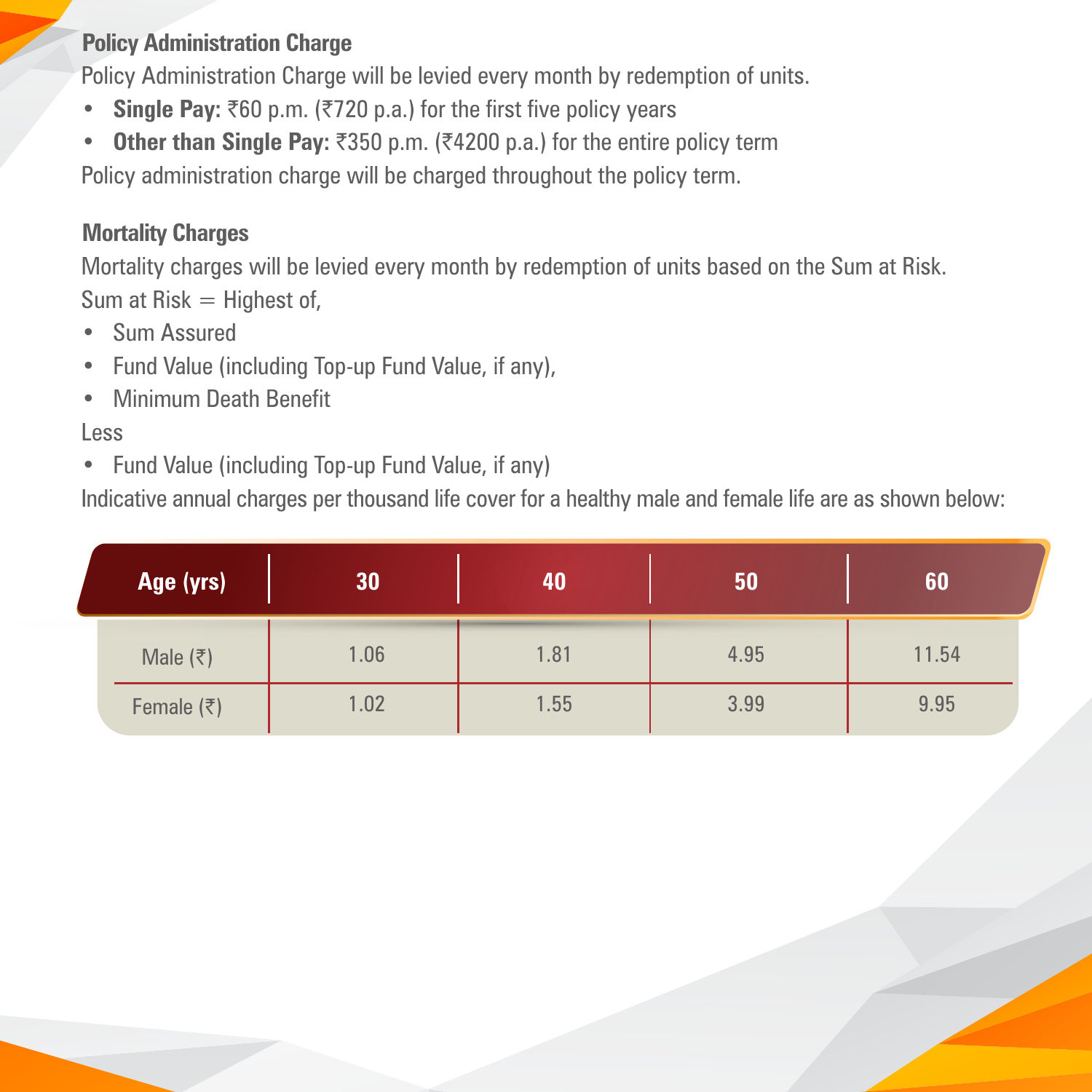### Policy Administration Charge

Policy Administration Charge will be levied every month by redemption of units.

- **Single Pay:** ₹60 p.m. (₹720 p.a.) for the first five policy years
- **Other than Single Pay:** ₹350 p.m. (₹4200 p.a.) for the entire policy term

Policy administration charge will be charged throughout the policy term.

### Mortality Charges

Mortality charges will be levied every month by redemption of units based on the Sum at Risk.

Sum at Risk = Highest of,

- Sum Assured
- Fund Value (including Top-up Fund Value, if any),
- Minimum Death Benefit

Less

- Fund Value (including Top-up Fund Value, if any)

Indicative annual charges per thousand life cover for a healthy male and female life are as shown below:

| Age (yrs) | 30 | 40 | 50 | 60 |
|---|---|---|---|---|
| Male (₹) | 1.06 | 1.81 | 4.95 | 11.54 |
| Female (₹) | 1.02 | 1.55 | 3.99 | 9.95 |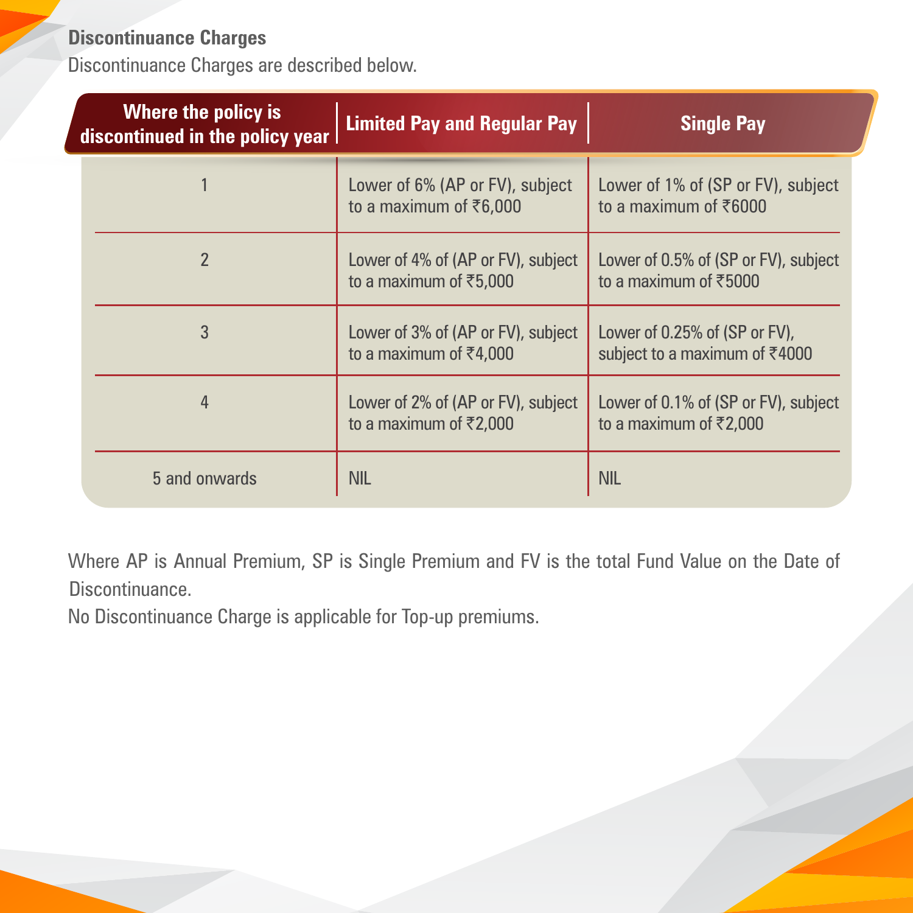**Discontinuance Charges**

Discontinuance Charges are described below.

| Where the policy is discontinued in the policy year | Limited Pay and Regular Pay | Single Pay |
|---|---|---|
| 1 | Lower of 6% (AP or FV), subject to a maximum of ₹6,000 | Lower of 1% of (SP or FV), subject to a maximum of ₹6000 |
| 2 | Lower of 4% of (AP or FV), subject to a maximum of ₹5,000 | Lower of 0.5% of (SP or FV), subject to a maximum of ₹5000 |
| 3 | Lower of 3% of (AP or FV), subject to a maximum of ₹4,000 | Lower of 0.25% of (SP or FV), subject to a maximum of ₹4000 |
| 4 | Lower of 2% of (AP or FV), subject to a maximum of ₹2,000 | Lower of 0.1% of (SP or FV), subject to a maximum of ₹2,000 |
| 5 and onwards | NIL | NIL |

Where AP is Annual Premium, SP is Single Premium and FV is the total Fund Value on the Date of Discontinuance.

No Discontinuance Charge is applicable for Top-up premiums.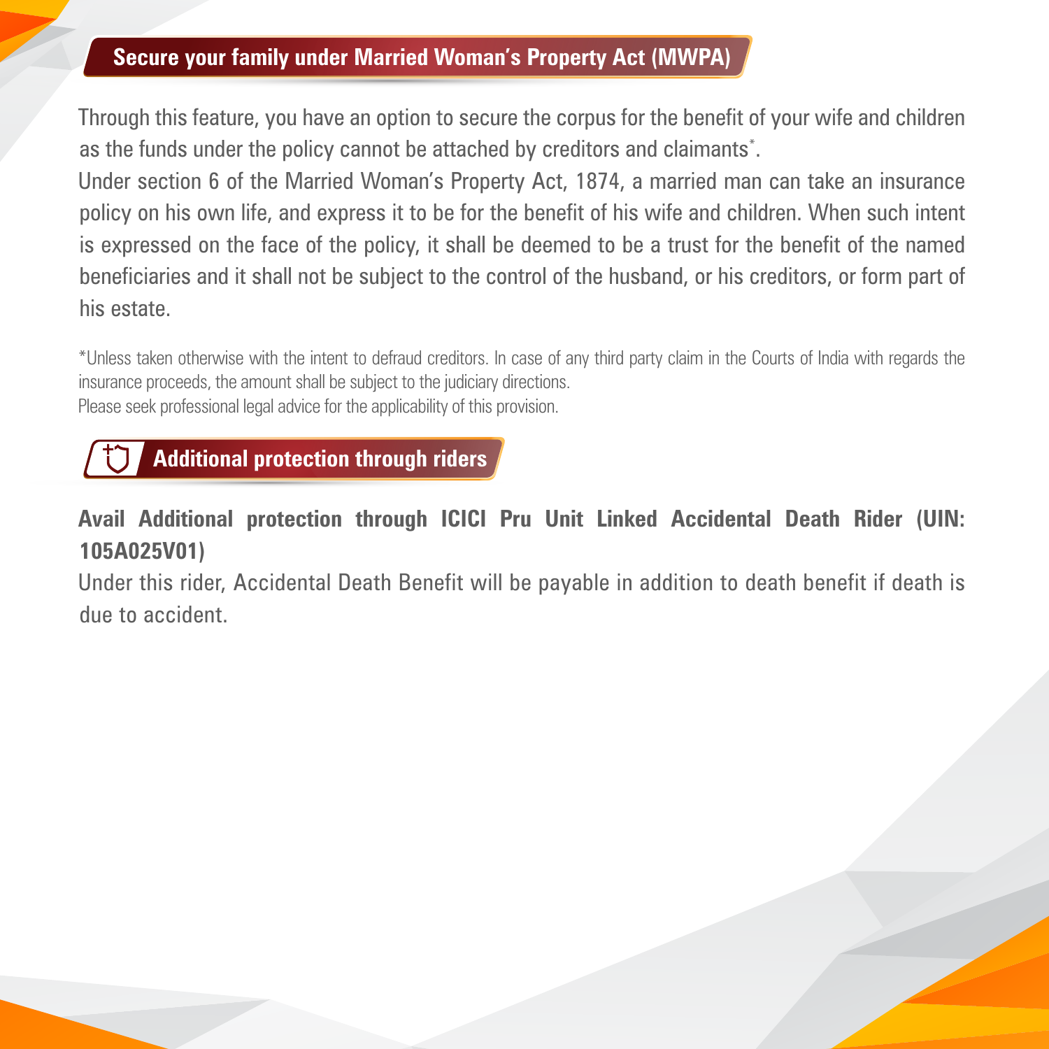## Secure your family under Married Woman's Property Act (MWPA)

Through this feature, you have an option to secure the corpus for the benefit of your wife and children as the funds under the policy cannot be attached by creditors and claimants*.

Under section 6 of the Married Woman's Property Act, 1874, a married man can take an insurance policy on his own life, and express it to be for the benefit of his wife and children. When such intent is expressed on the face of the policy, it shall be deemed to be a trust for the benefit of the named beneficiaries and it shall not be subject to the control of the husband, or his creditors, or form part of his estate.

*Unless taken otherwise with the intent to defraud creditors. In case of any third party claim in the Courts of India with regards the insurance proceeds, the amount shall be subject to the judiciary directions.
Please seek professional legal advice for the applicability of this provision.

## Additional protection through riders

**Avail Additional protection through ICICI Pru Unit Linked Accidental Death Rider (UIN: 105A025V01)**

Under this rider, Accidental Death Benefit will be payable in addition to death benefit if death is due to accident.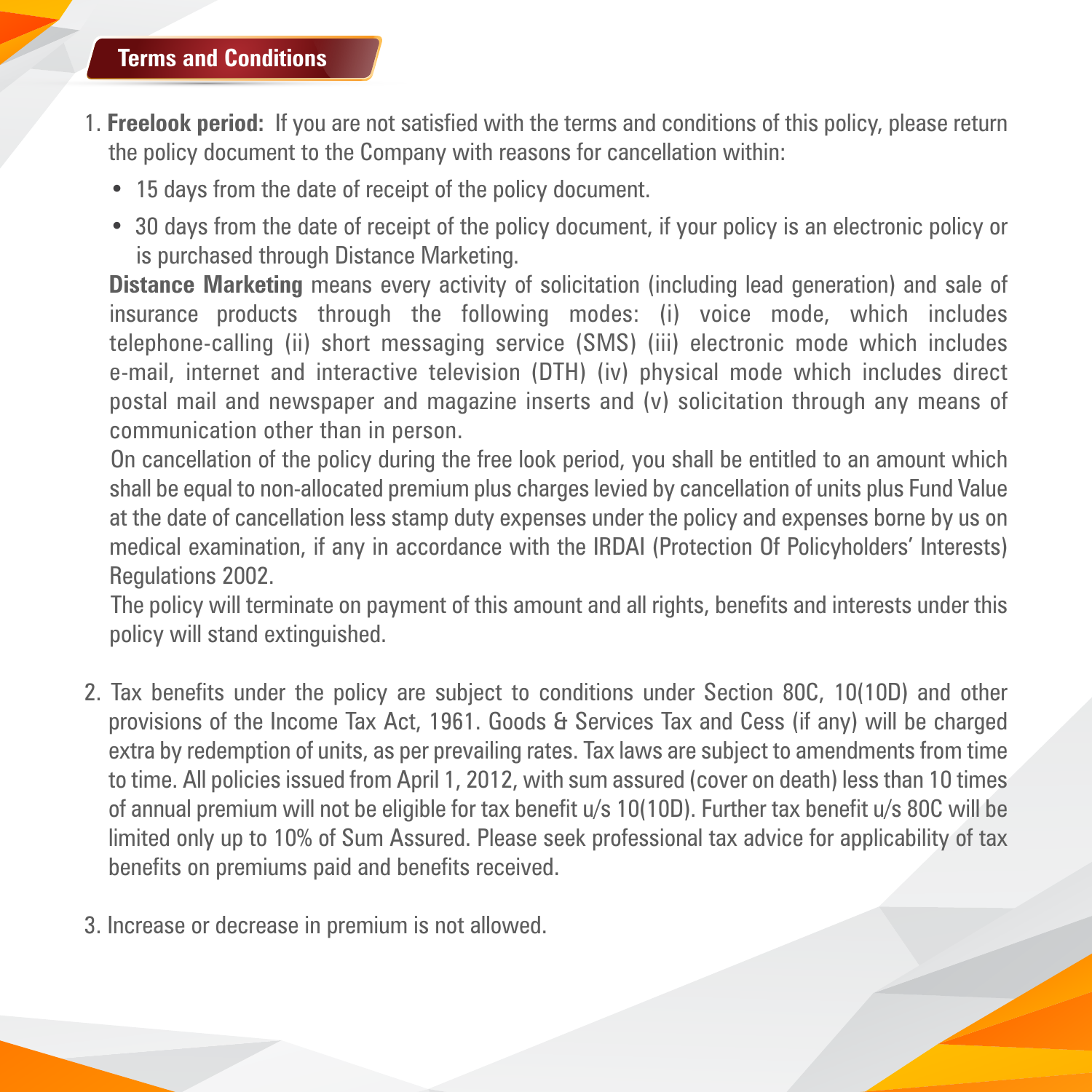## Terms and Conditions

1. **Freelook period:** If you are not satisfied with the terms and conditions of this policy, please return the policy document to the Company with reasons for cancellation within:

   - 15 days from the date of receipt of the policy document.
   - 30 days from the date of receipt of the policy document, if your policy is an electronic policy or is purchased through Distance Marketing.

   **Distance Marketing** means every activity of solicitation (including lead generation) and sale of insurance products through the following modes: (i) voice mode, which includes telephone-calling (ii) short messaging service (SMS) (iii) electronic mode which includes e-mail, internet and interactive television (DTH) (iv) physical mode which includes direct postal mail and newspaper and magazine inserts and (v) solicitation through any means of communication other than in person.

   On cancellation of the policy during the free look period, you shall be entitled to an amount which shall be equal to non-allocated premium plus charges levied by cancellation of units plus Fund Value at the date of cancellation less stamp duty expenses under the policy and expenses borne by us on medical examination, if any in accordance with the IRDAI (Protection Of Policyholders' Interests) Regulations 2002.

   The policy will terminate on payment of this amount and all rights, benefits and interests under this policy will stand extinguished.

2. Tax benefits under the policy are subject to conditions under Section 80C, 10(10D) and other provisions of the Income Tax Act, 1961. Goods & Services Tax and Cess (if any) will be charged extra by redemption of units, as per prevailing rates. Tax laws are subject to amendments from time to time. All policies issued from April 1, 2012, with sum assured (cover on death) less than 10 times of annual premium will not be eligible for tax benefit u/s 10(10D). Further tax benefit u/s 80C will be limited only up to 10% of Sum Assured. Please seek professional tax advice for applicability of tax benefits on premiums paid and benefits received.

3. Increase or decrease in premium is not allowed.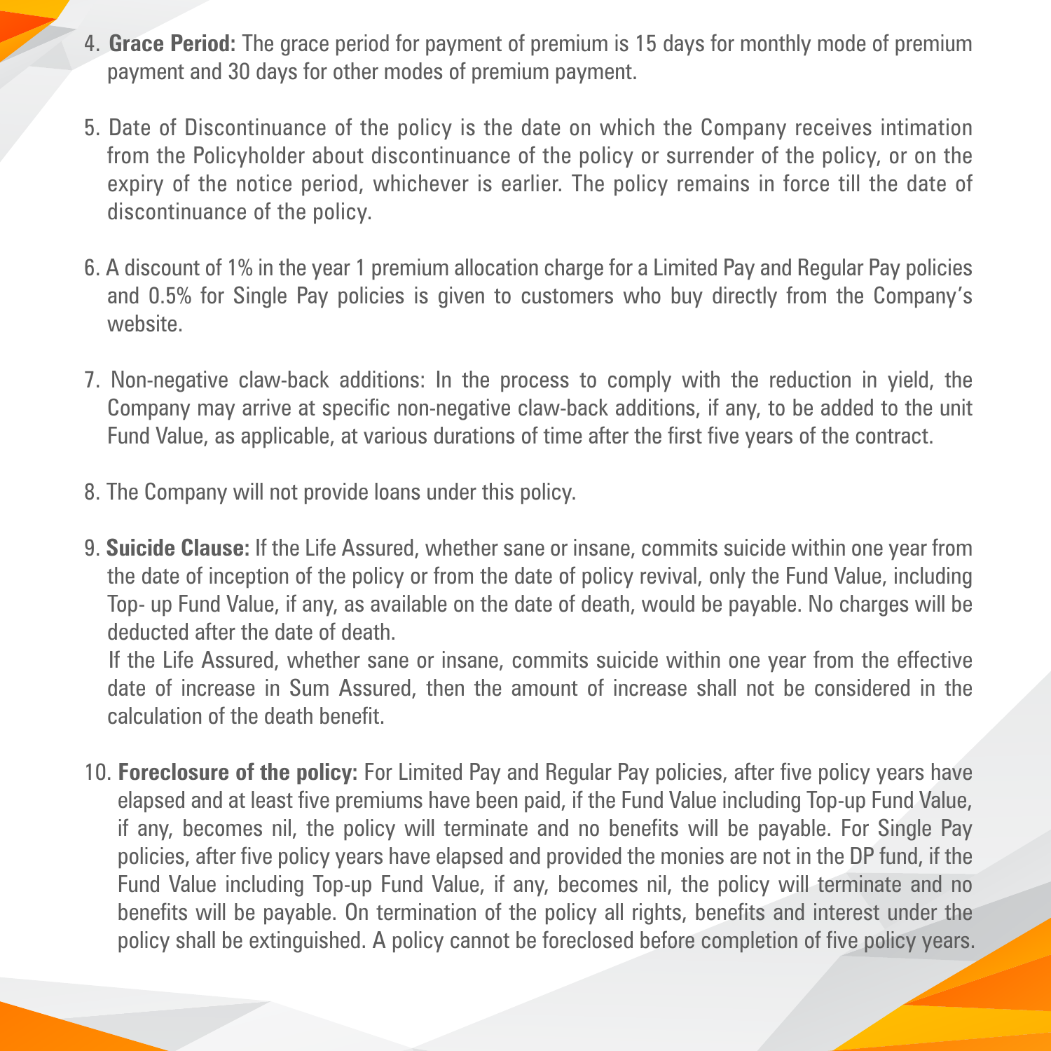4. **Grace Period:** The grace period for payment of premium is 15 days for monthly mode of premium payment and 30 days for other modes of premium payment.

5. Date of Discontinuance of the policy is the date on which the Company receives intimation from the Policyholder about discontinuance of the policy or surrender of the policy, or on the expiry of the notice period, whichever is earlier. The policy remains in force till the date of discontinuance of the policy.

6. A discount of 1% in the year 1 premium allocation charge for a Limited Pay and Regular Pay policies and 0.5% for Single Pay policies is given to customers who buy directly from the Company's website.

7. Non-negative claw-back additions: In the process to comply with the reduction in yield, the Company may arrive at specific non-negative claw-back additions, if any, to be added to the unit Fund Value, as applicable, at various durations of time after the first five years of the contract.

8. The Company will not provide loans under this policy.

9. **Suicide Clause:** If the Life Assured, whether sane or insane, commits suicide within one year from the date of inception of the policy or from the date of policy revival, only the Fund Value, including Top- up Fund Value, if any, as available on the date of death, would be payable. No charges will be deducted after the date of death.

   If the Life Assured, whether sane or insane, commits suicide within one year from the effective date of increase in Sum Assured, then the amount of increase shall not be considered in the calculation of the death benefit.

10. **Foreclosure of the policy:** For Limited Pay and Regular Pay policies, after five policy years have elapsed and at least five premiums have been paid, if the Fund Value including Top-up Fund Value, if any, becomes nil, the policy will terminate and no benefits will be payable. For Single Pay policies, after five policy years have elapsed and provided the monies are not in the DP fund, if the Fund Value including Top-up Fund Value, if any, becomes nil, the policy will terminate and no benefits will be payable. On termination of the policy all rights, benefits and interest under the policy shall be extinguished. A policy cannot be foreclosed before completion of five policy years.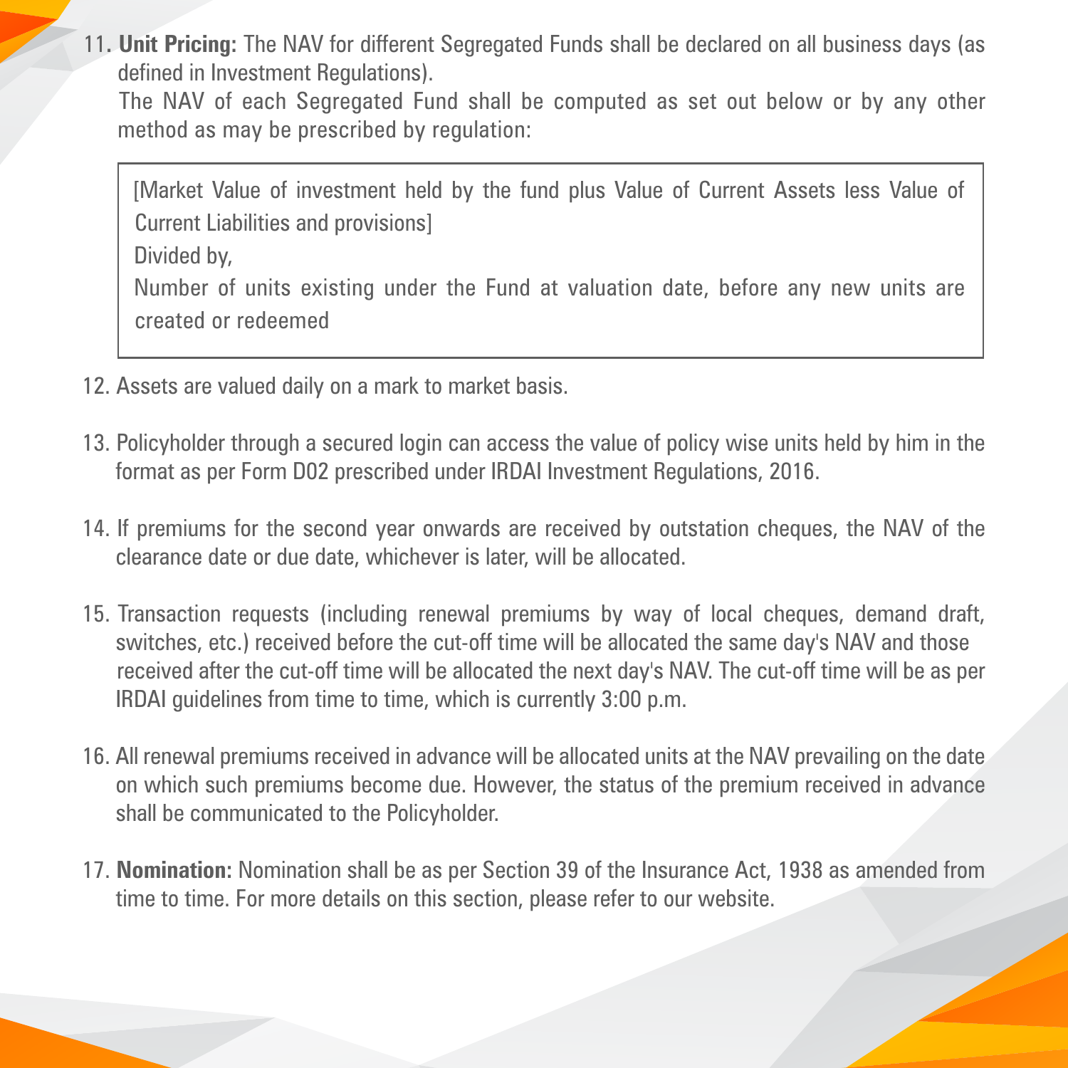11. **Unit Pricing:** The NAV for different Segregated Funds shall be declared on all business days (as defined in Investment Regulations).

    The NAV of each Segregated Fund shall be computed as set out below or by any other method as may be prescribed by regulation:

    > [Market Value of investment held by the fund plus Value of Current Assets less Value of Current Liabilities and provisions]
    >
    > Divided by,
    >
    > Number of units existing under the Fund at valuation date, before any new units are created or redeemed

12. Assets are valued daily on a mark to market basis.

13. Policyholder through a secured login can access the value of policy wise units held by him in the format as per Form D02 prescribed under IRDAI Investment Regulations, 2016.

14. If premiums for the second year onwards are received by outstation cheques, the NAV of the clearance date or due date, whichever is later, will be allocated.

15. Transaction requests (including renewal premiums by way of local cheques, demand draft, switches, etc.) received before the cut-off time will be allocated the same day's NAV and those received after the cut-off time will be allocated the next day's NAV. The cut-off time will be as per IRDAI guidelines from time to time, which is currently 3:00 p.m.

16. All renewal premiums received in advance will be allocated units at the NAV prevailing on the date on which such premiums become due. However, the status of the premium received in advance shall be communicated to the Policyholder.

17. **Nomination:** Nomination shall be as per Section 39 of the Insurance Act, 1938 as amended from time to time. For more details on this section, please refer to our website.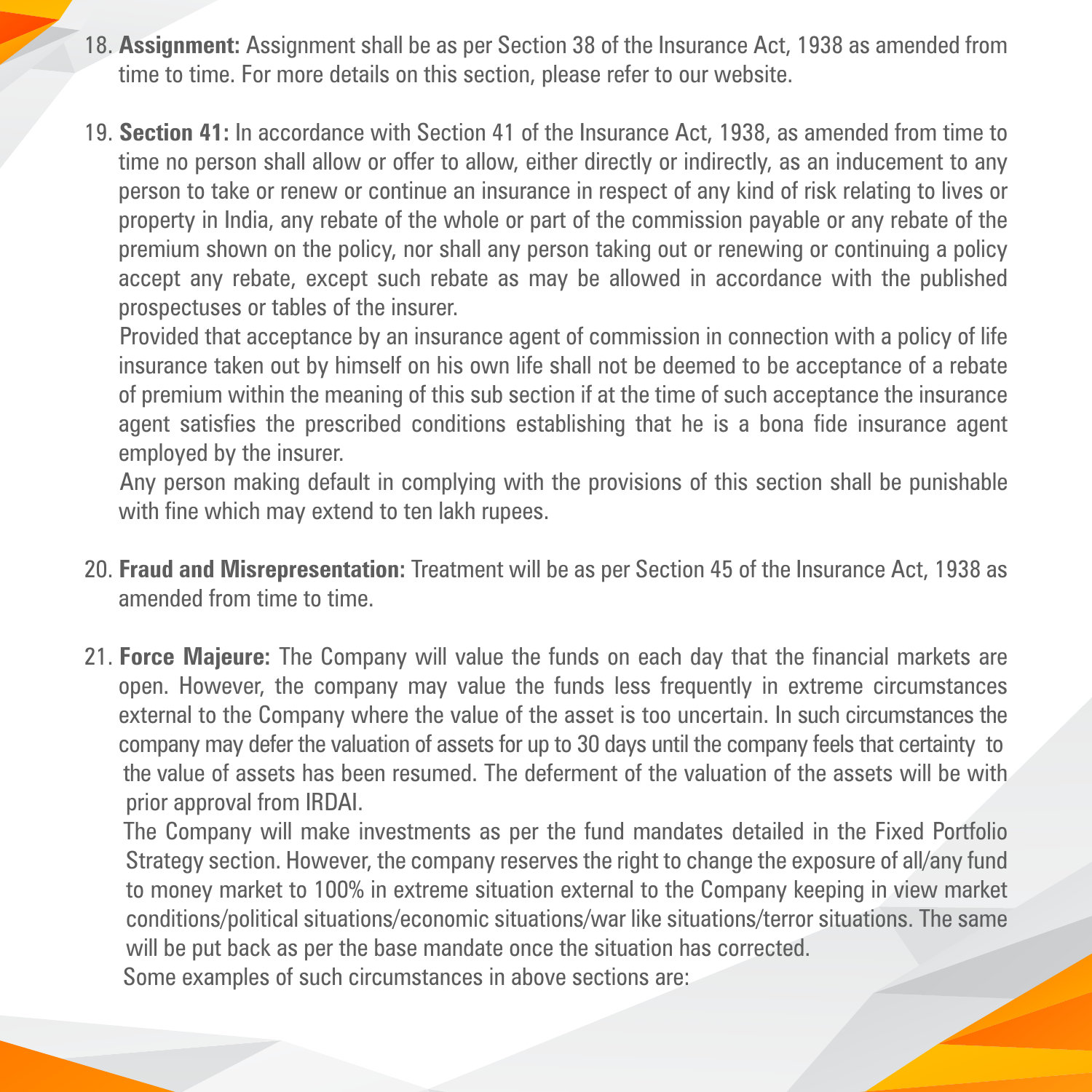18. **Assignment:** Assignment shall be as per Section 38 of the Insurance Act, 1938 as amended from time to time. For more details on this section, please refer to our website.

19. **Section 41:** In accordance with Section 41 of the Insurance Act, 1938, as amended from time to time no person shall allow or offer to allow, either directly or indirectly, as an inducement to any person to take or renew or continue an insurance in respect of any kind of risk relating to lives or property in India, any rebate of the whole or part of the commission payable or any rebate of the premium shown on the policy, nor shall any person taking out or renewing or continuing a policy accept any rebate, except such rebate as may be allowed in accordance with the published prospectuses or tables of the insurer.

    Provided that acceptance by an insurance agent of commission in connection with a policy of life insurance taken out by himself on his own life shall not be deemed to be acceptance of a rebate of premium within the meaning of this sub section if at the time of such acceptance the insurance agent satisfies the prescribed conditions establishing that he is a bona fide insurance agent employed by the insurer.

    Any person making default in complying with the provisions of this section shall be punishable with fine which may extend to ten lakh rupees.

20. **Fraud and Misrepresentation:** Treatment will be as per Section 45 of the Insurance Act, 1938 as amended from time to time.

21. **Force Majeure:** The Company will value the funds on each day that the financial markets are open. However, the company may value the funds less frequently in extreme circumstances external to the Company where the value of the asset is too uncertain. In such circumstances the company may defer the valuation of assets for up to 30 days until the company feels that certainty to the value of assets has been resumed. The deferment of the valuation of the assets will be with prior approval from IRDAI.

    The Company will make investments as per the fund mandates detailed in the Fixed Portfolio Strategy section. However, the company reserves the right to change the exposure of all/any fund to money market to 100% in extreme situation external to the Company keeping in view market conditions/political situations/economic situations/war like situations/terror situations. The same will be put back as per the base mandate once the situation has corrected.

    Some examples of such circumstances in above sections are: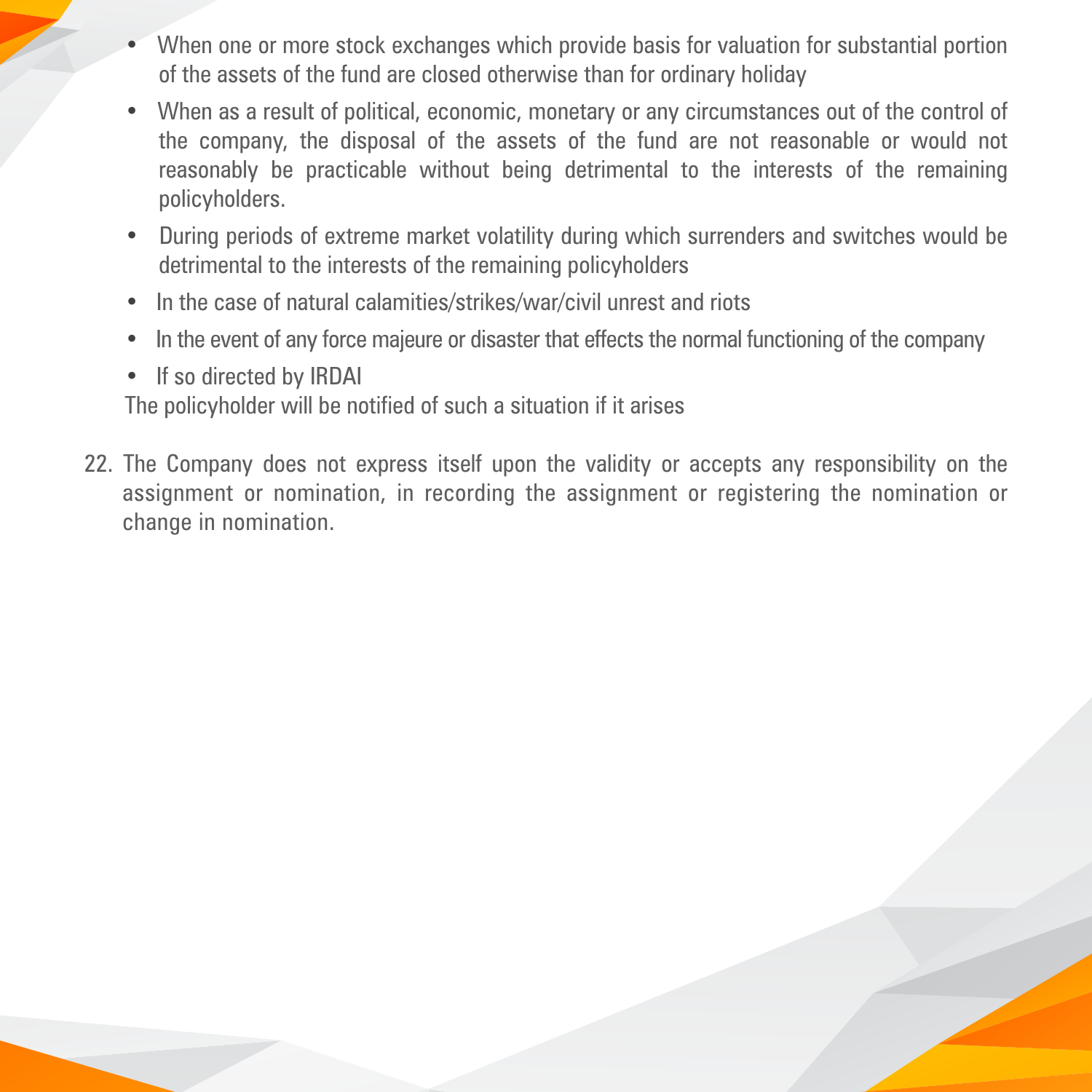- When one or more stock exchanges which provide basis for valuation for substantial portion of the assets of the fund are closed otherwise than for ordinary holiday
- When as a result of political, economic, monetary or any circumstances out of the control of the company, the disposal of the assets of the fund are not reasonable or would not reasonably be practicable without being detrimental to the interests of the remaining policyholders.
- During periods of extreme market volatility during which surrenders and switches would be detrimental to the interests of the remaining policyholders
- In the case of natural calamities/strikes/war/civil unrest and riots
- In the event of any force majeure or disaster that effects the normal functioning of the company
- If so directed by IRDAI

The policyholder will be notified of such a situation if it arises

22. The Company does not express itself upon the validity or accepts any responsibility on the assignment or nomination, in recording the assignment or registering the nomination or change in nomination.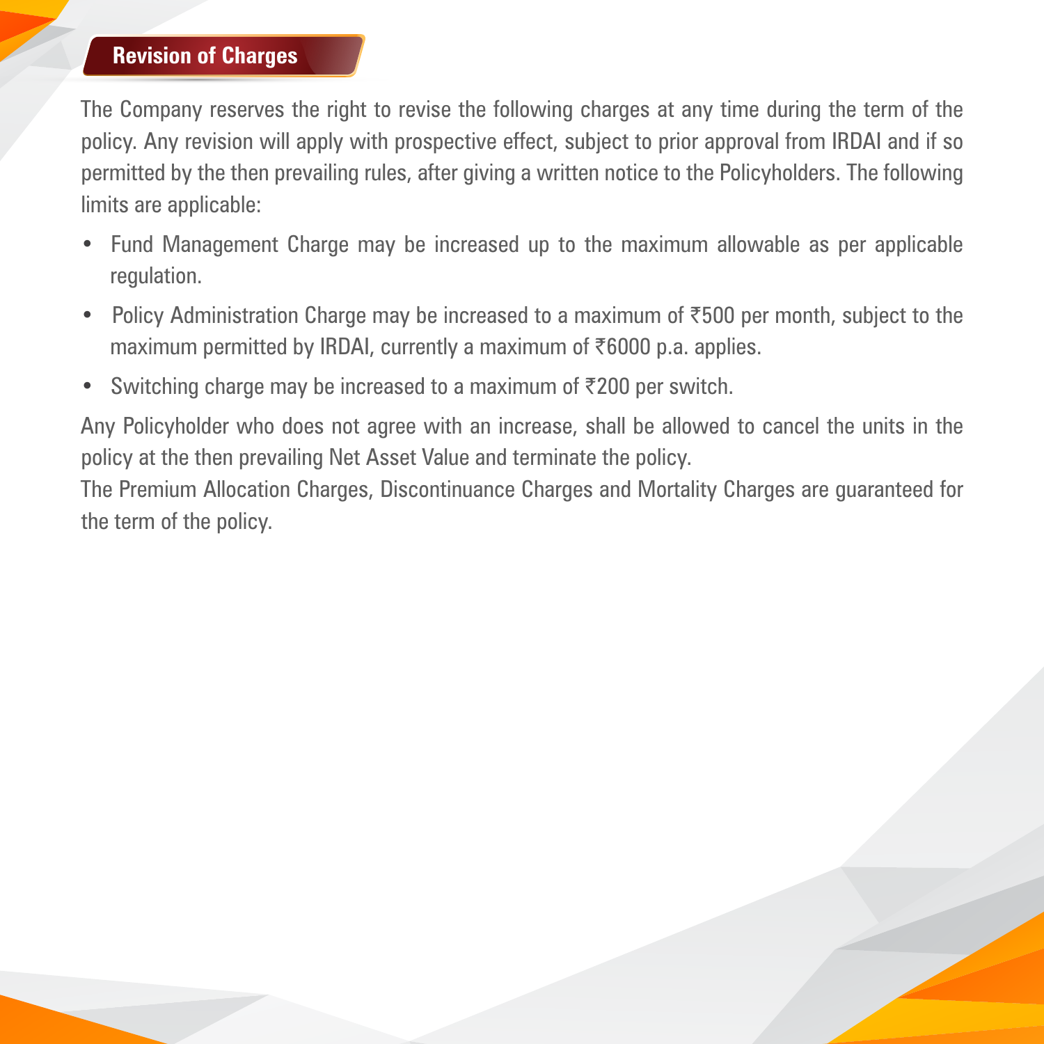## Revision of Charges

The Company reserves the right to revise the following charges at any time during the term of the policy. Any revision will apply with prospective effect, subject to prior approval from IRDAI and if so permitted by the then prevailing rules, after giving a written notice to the Policyholders. The following limits are applicable:

- Fund Management Charge may be increased up to the maximum allowable as per applicable regulation.
- Policy Administration Charge may be increased to a maximum of ₹500 per month, subject to the maximum permitted by IRDAI, currently a maximum of ₹6000 p.a. applies.
- Switching charge may be increased to a maximum of ₹200 per switch.

Any Policyholder who does not agree with an increase, shall be allowed to cancel the units in the policy at the then prevailing Net Asset Value and terminate the policy.

The Premium Allocation Charges, Discontinuance Charges and Mortality Charges are guaranteed for the term of the policy.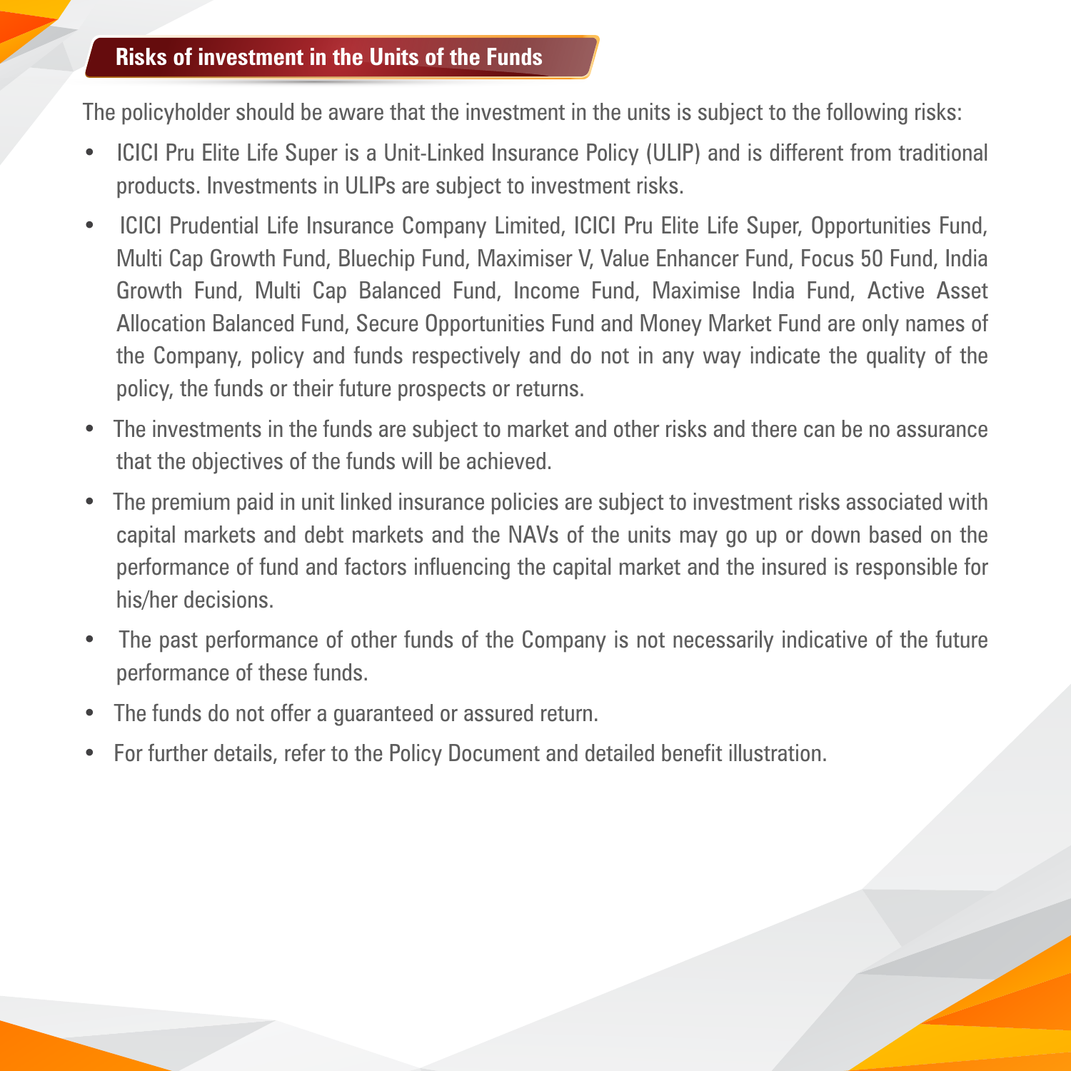## Risks of investment in the Units of the Funds

The policyholder should be aware that the investment in the units is subject to the following risks:

- ICICI Pru Elite Life Super is a Unit-Linked Insurance Policy (ULIP) and is different from traditional products. Investments in ULIPs are subject to investment risks.
- ICICI Prudential Life Insurance Company Limited, ICICI Pru Elite Life Super, Opportunities Fund, Multi Cap Growth Fund, Bluechip Fund, Maximiser V, Value Enhancer Fund, Focus 50 Fund, India Growth Fund, Multi Cap Balanced Fund, Income Fund, Maximise India Fund, Active Asset Allocation Balanced Fund, Secure Opportunities Fund and Money Market Fund are only names of the Company, policy and funds respectively and do not in any way indicate the quality of the policy, the funds or their future prospects or returns.
- The investments in the funds are subject to market and other risks and there can be no assurance that the objectives of the funds will be achieved.
- The premium paid in unit linked insurance policies are subject to investment risks associated with capital markets and debt markets and the NAVs of the units may go up or down based on the performance of fund and factors influencing the capital market and the insured is responsible for his/her decisions.
- The past performance of other funds of the Company is not necessarily indicative of the future performance of these funds.
- The funds do not offer a guaranteed or assured return.
- For further details, refer to the Policy Document and detailed benefit illustration.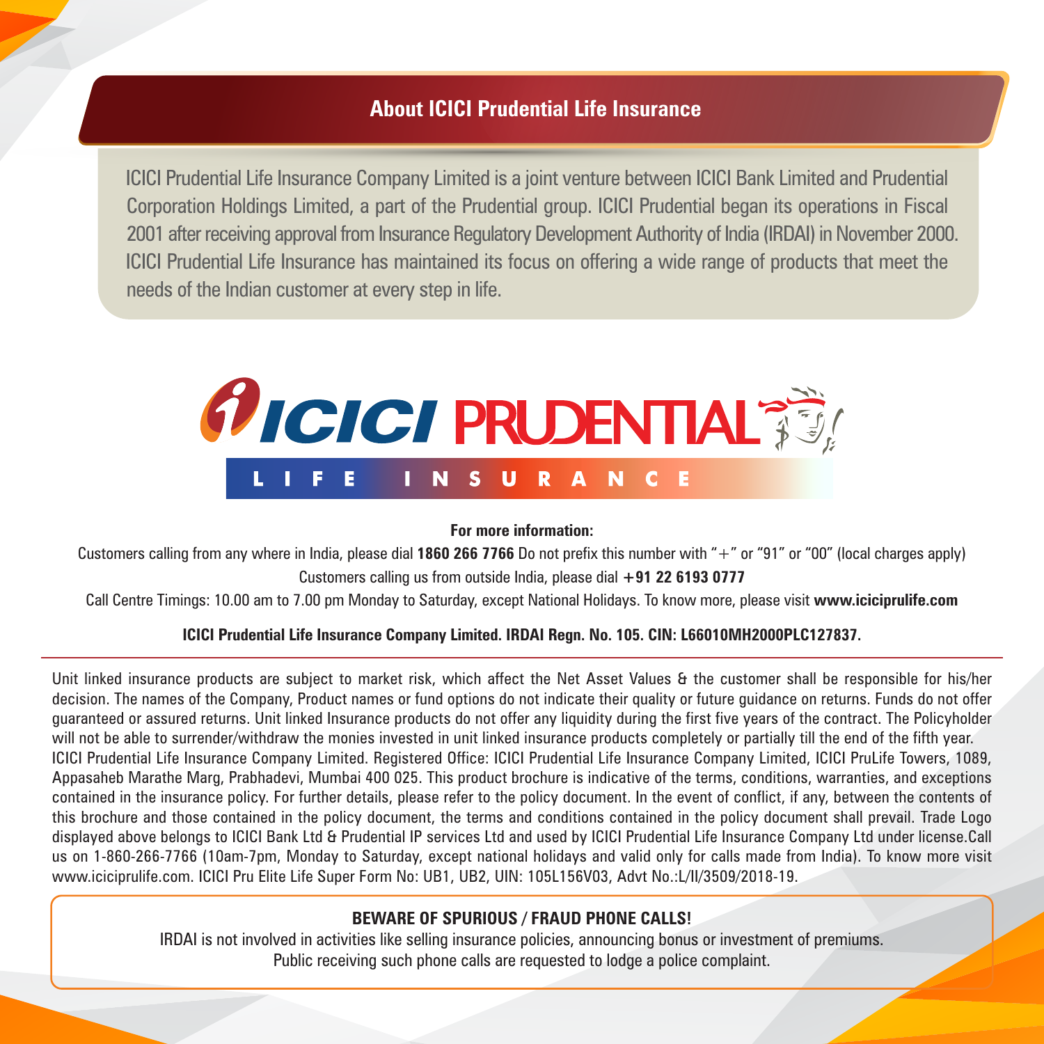## About ICICI Prudential Life Insurance

ICICI Prudential Life Insurance Company Limited is a joint venture between ICICI Bank Limited and Prudential Corporation Holdings Limited, a part of the Prudential group. ICICI Prudential began its operations in Fiscal 2001 after receiving approval from Insurance Regulatory Development Authority of India (IRDAI) in November 2000. ICICI Prudential Life Insurance has maintained its focus on offering a wide range of products that meet the needs of the Indian customer at every step in life.

ICICI PRUDENTIAL LIFE INSURANCE

**For more information:**

Customers calling from any where in India, please dial **1860 266 7766** Do not prefix this number with "+" or "91" or "00" (local charges apply)

Customers calling us from outside India, please dial **+91 22 6193 0777**

Call Centre Timings: 10.00 am to 7.00 pm Monday to Saturday, except National Holidays. To know more, please visit **www.iciciprulife.com**

**ICICI Prudential Life Insurance Company Limited. IRDAI Regn. No. 105. CIN: L66010MH2000PLC127837.**

Unit linked insurance products are subject to market risk, which affect the Net Asset Values & the customer shall be responsible for his/her decision. The names of the Company, Product names or fund options do not indicate their quality or future guidance on returns. Funds do not offer guaranteed or assured returns. Unit linked Insurance products do not offer any liquidity during the first five years of the contract. The Policyholder will not be able to surrender/withdraw the monies invested in unit linked insurance products completely or partially till the end of the fifth year. ICICI Prudential Life Insurance Company Limited. Registered Office: ICICI Prudential Life Insurance Company Limited, ICICI PruLife Towers, 1089, Appasaheb Marathe Marg, Prabhadevi, Mumbai 400 025. This product brochure is indicative of the terms, conditions, warranties, and exceptions contained in the insurance policy. For further details, please refer to the policy document. In the event of conflict, if any, between the contents of this brochure and those contained in the policy document, the terms and conditions contained in the policy document shall prevail. Trade Logo displayed above belongs to ICICI Bank Ltd & Prudential IP services Ltd and used by ICICI Prudential Life Insurance Company Ltd under license.Call us on 1-860-266-7766 (10am-7pm, Monday to Saturday, except national holidays and valid only for calls made from India). To know more visit www.iciciprulife.com. ICICI Pru Elite Life Super Form No: UB1, UB2, UIN: 105L156V03, Advt No.:L/II/3509/2018-19.

**BEWARE OF SPURIOUS / FRAUD PHONE CALLS!**

IRDAI is not involved in activities like selling insurance policies, announcing bonus or investment of premiums.
Public receiving such phone calls are requested to lodge a police complaint.